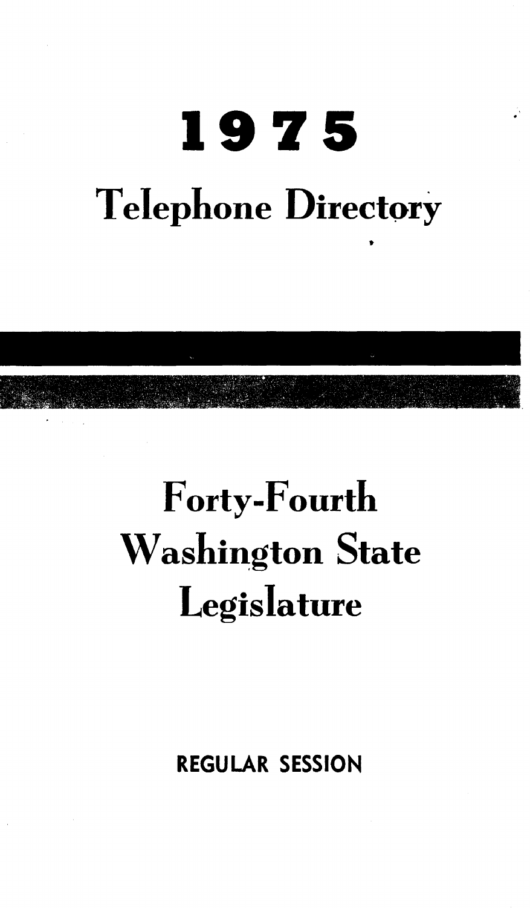# 1975

# Telephone Directory

# Forty-Fourth Washington State Legislature

**REGULAR SESSION**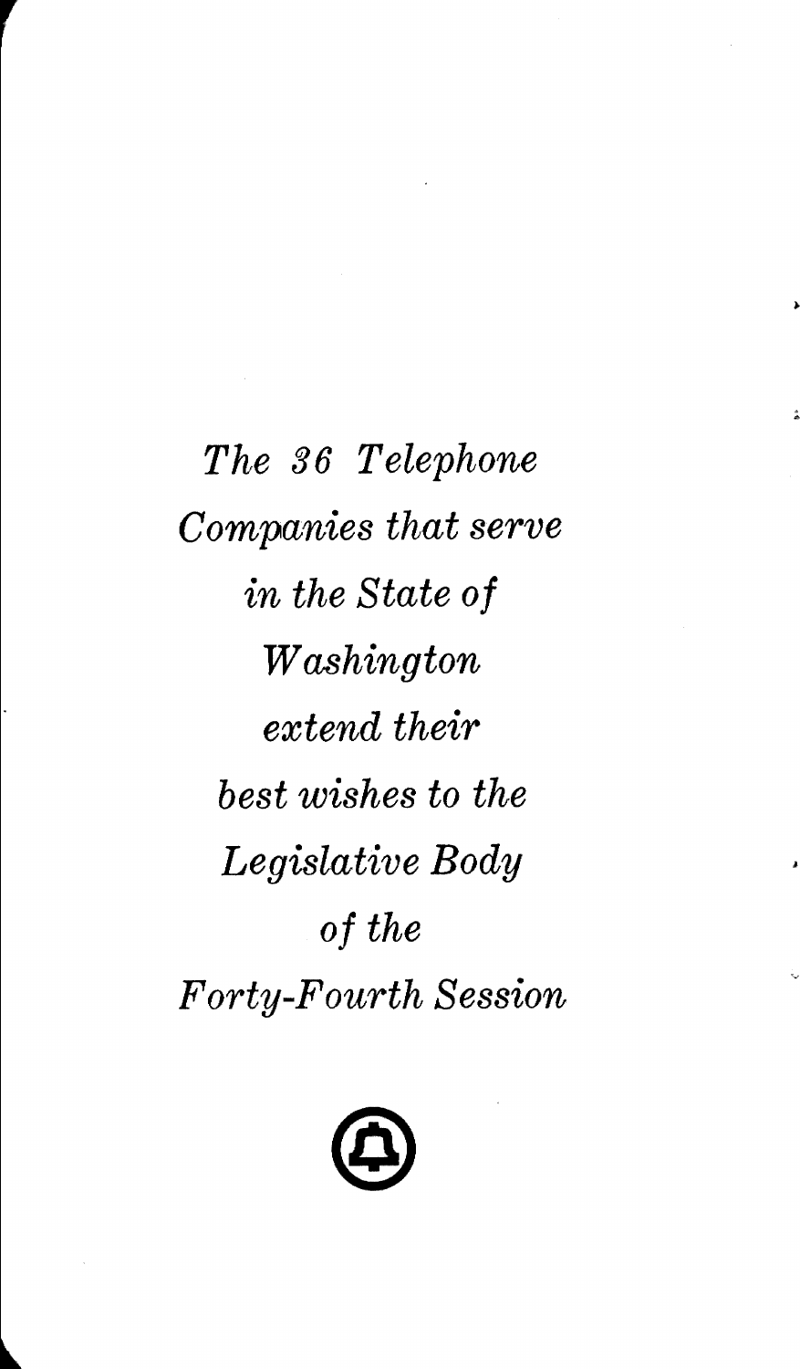*The 36 Telephone Companies that serve in the State of Washington extend their best wishes to the Legislative Body of the Forty-Fourth Session*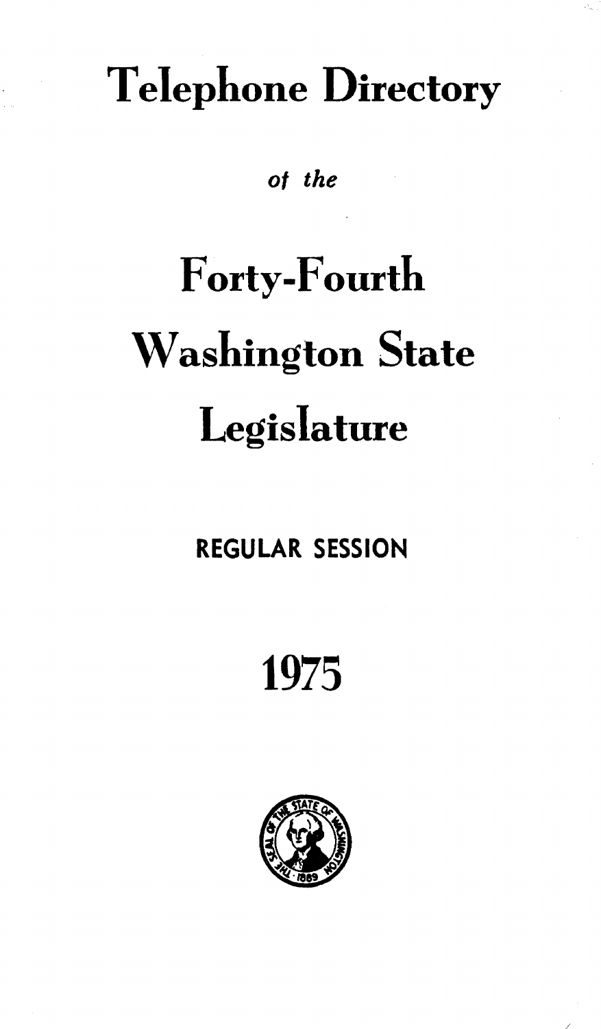# Telephone Directory

*of the*

# Forty-Fourth Washington State Legislature

**REGULAR SESSION**

# 1975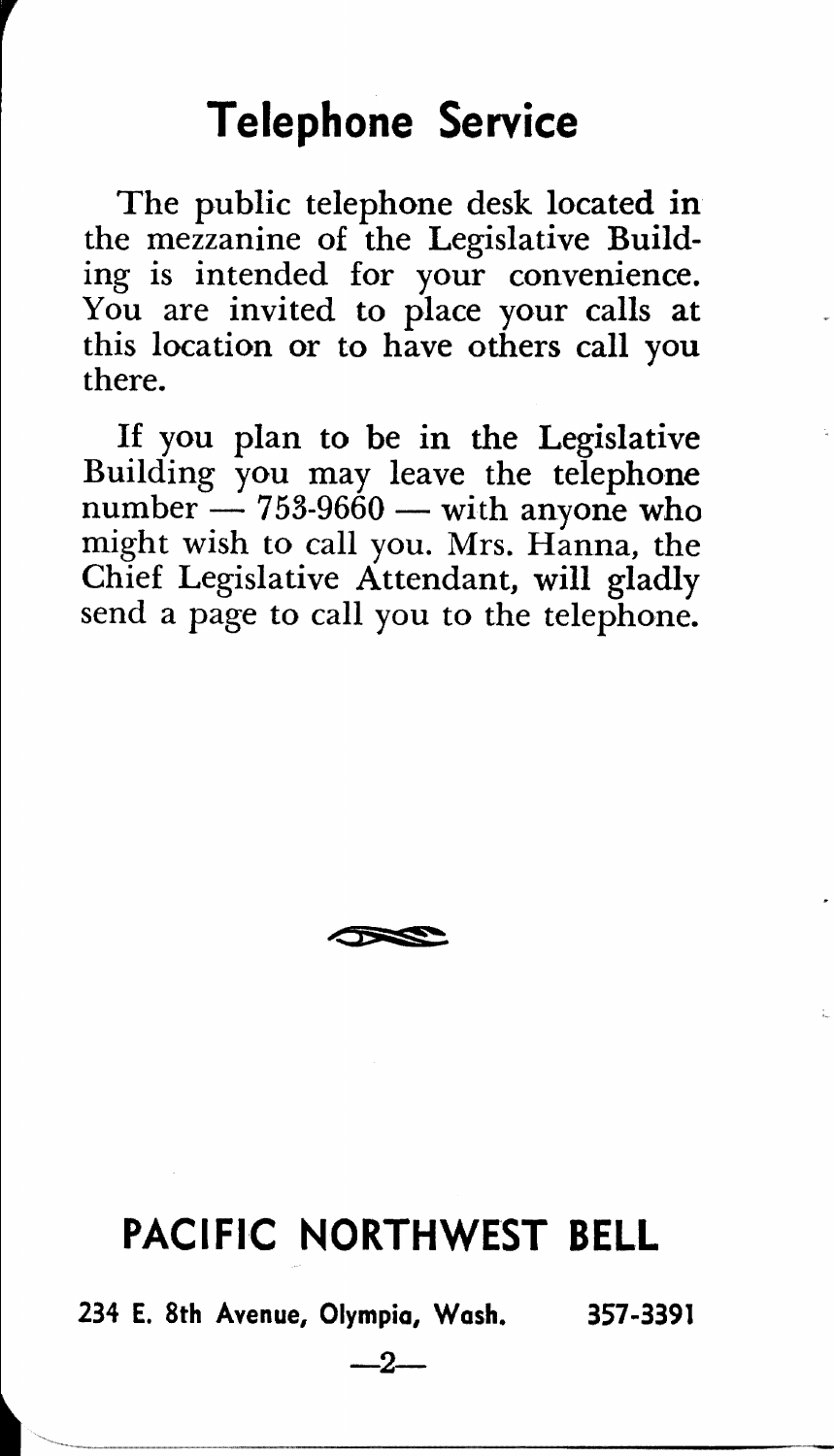# Telephone Service

The public telephone desk located in the mezzanine of the Legislative Building is intended for your convenience. You are invited to place your calls at this location or to have others call you there.

If you plan to be in the Legislative Building you may leave the telephone number — 753-9660 — with anyone who might wish to call you. Mrs. Hanna, the Chief Legislative Attendant, will gladly send a page to call you to the telephone.

## PACIFIC NORTHWEST BELL

**234 E. 8th Avenue, Olympia, Wash. 357-3391**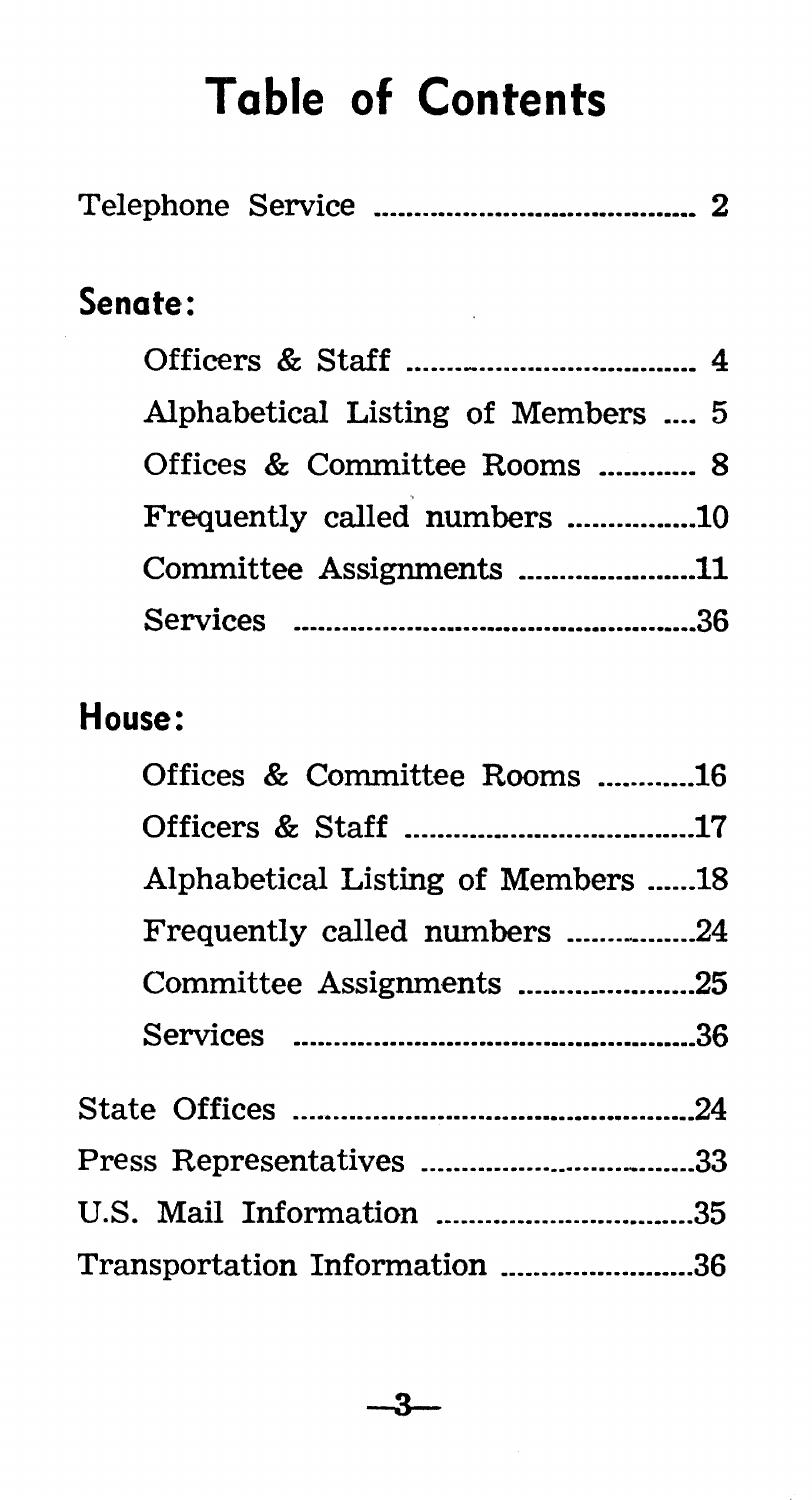# Table of Contents

Telephone Service .......................................... 2

## Senate:

- Officers & Staff ....................................... 4
- Alphabetical Listing of Members .... 5
- Offices & Committee Rooms ............ 8
- Frequently called numbers ................10
- Committee Assignments .......................11
- Services .....................................................36

## House:

- Offices & Committee Rooms ............16
- Officers & Staff .....................................17
- Alphabetical Listing of Members ......18
- Frequently called numbers .................24
- Committee Assignments .......................25
- Services .....................................................36

State Offices .....................................................24

Press Representatives .....................................33

U.S. Mail Information .....................................35

Transportation Information ..........................36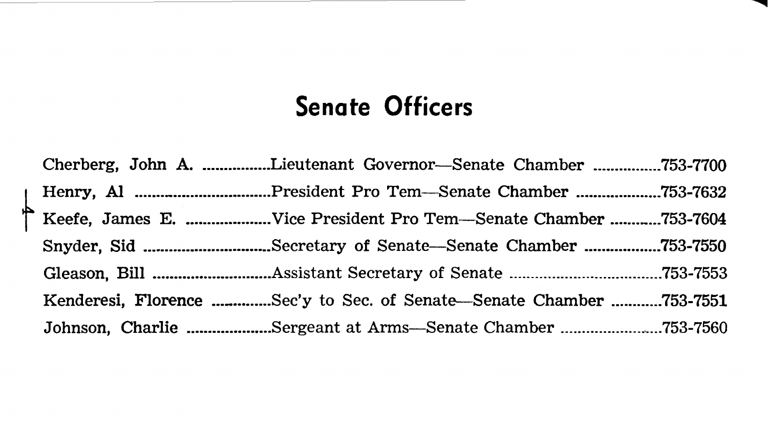# Senate Officers

| Name | Position | Phone |
| --- | --- | --- |
| Cherberg, John A. | Lieutenant Governor—Senate Chamber | 753-7700 |
| Henry, Al | President Pro Tem—Senate Chamber | 753-7632 |
| Keefe, James E. | Vice President Pro Tem—Senate Chamber | 753-7604 |
| Snyder, Sid | Secretary of Senate—Senate Chamber | 753-7550 |
| Gleason, Bill | Assistant Secretary of Senate | 753-7553 |
| Kenderesi, Florence | Sec'y to Sec. of Senate—Senate Chamber | 753-7551 |
| Johnson, Charlie | Sergeant at Arms—Senate Chamber | 753-7560 |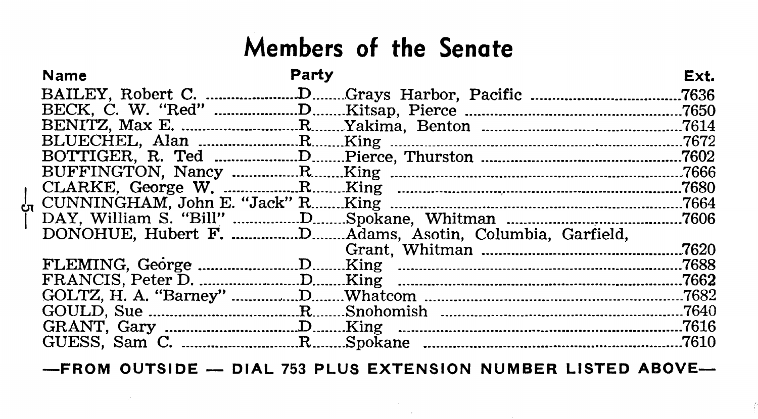# Members of the Senate

| Name | Party | | Ext. |
|---|---|---|---|
| BAILEY, Robert C. | D | Grays Harbor, Pacific | 7636 |
| BECK, C. W. "Red" | D | Kitsap, Pierce | 7650 |
| BENITZ, Max E. | R | Yakima, Benton | 7614 |
| BLUECHEL, Alan | R | King | 7672 |
| BOTTIGER, R. Ted | D | Pierce, Thurston | 7602 |
| BUFFINGTON, Nancy | R | King | 7666 |
| CLARKE, George W. | R | King | 7680 |
| CUNNINGHAM, John E. "Jack" | R | King | 7664 |
| DAY, William S. "Bill" | D | Spokane, Whitman | 7606 |
| DONOHUE, Hubert F. | D | Adams, Asotin, Columbia, Garfield, Grant, Whitman | 7620 |
| FLEMING, George | D | King | 7688 |
| FRANCIS, Peter D. | D | King | 7662 |
| GOLTZ, H. A. "Barney" | D | Whatcom | 7682 |
| GOULD, Sue | R | Snohomish | 7640 |
| GRANT, Gary | D | King | 7616 |
| GUESS, Sam C. | R | Spokane | 7610 |

**—FROM OUTSIDE — DIAL 753 PLUS EXTENSION NUMBER LISTED ABOVE—**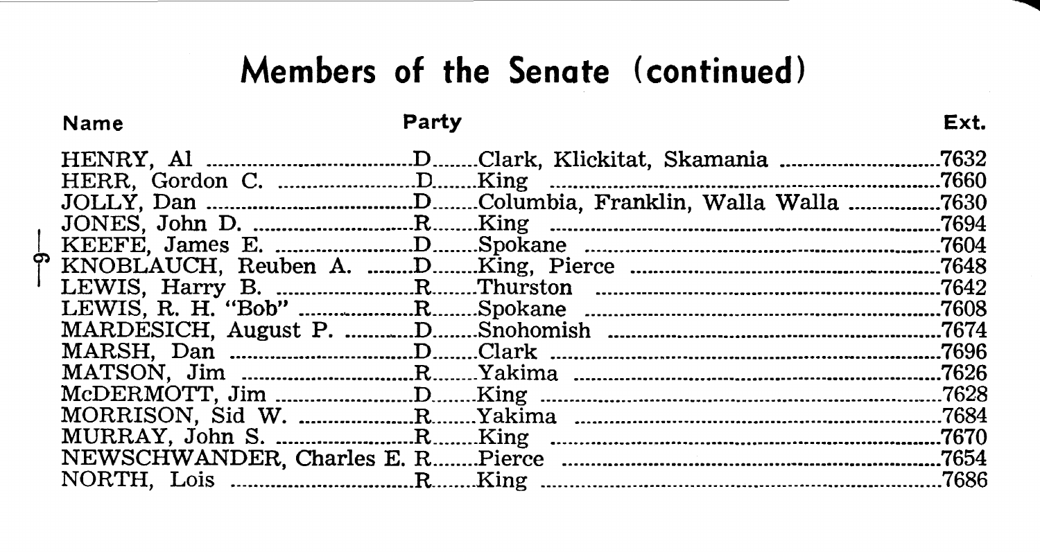# Members of the Senate (continued)

| Name | Party | | Ext. |
|---|---|---|---|
| HENRY, Al | D | Clark, Klickitat, Skamania | 7632 |
| HERR, Gordon C. | D | King | 7660 |
| JOLLY, Dan | D | Columbia, Franklin, Walla Walla | 7630 |
| JONES, John D. | R | King | 7694 |
| KEEFE, James E. | D | Spokane | 7604 |
| KNOBLAUCH, Reuben A. | D | King, Pierce | 7648 |
| LEWIS, Harry B. | R | Thurston | 7642 |
| LEWIS, R. H. "Bob" | R | Spokane | 7608 |
| MARDESICH, August P. | D | Snohomish | 7674 |
| MARSH, Dan | D | Clark | 7696 |
| MATSON, Jim | R | Yakima | 7626 |
| McDERMOTT, Jim | D | King | 7628 |
| MORRISON, Sid W. | R | Yakima | 7684 |
| MURRAY, John S. | R | King | 7670 |
| NEWSCHWANDER, Charles E. | R | Pierce | 7654 |
| NORTH, Lois | R | King | 7686 |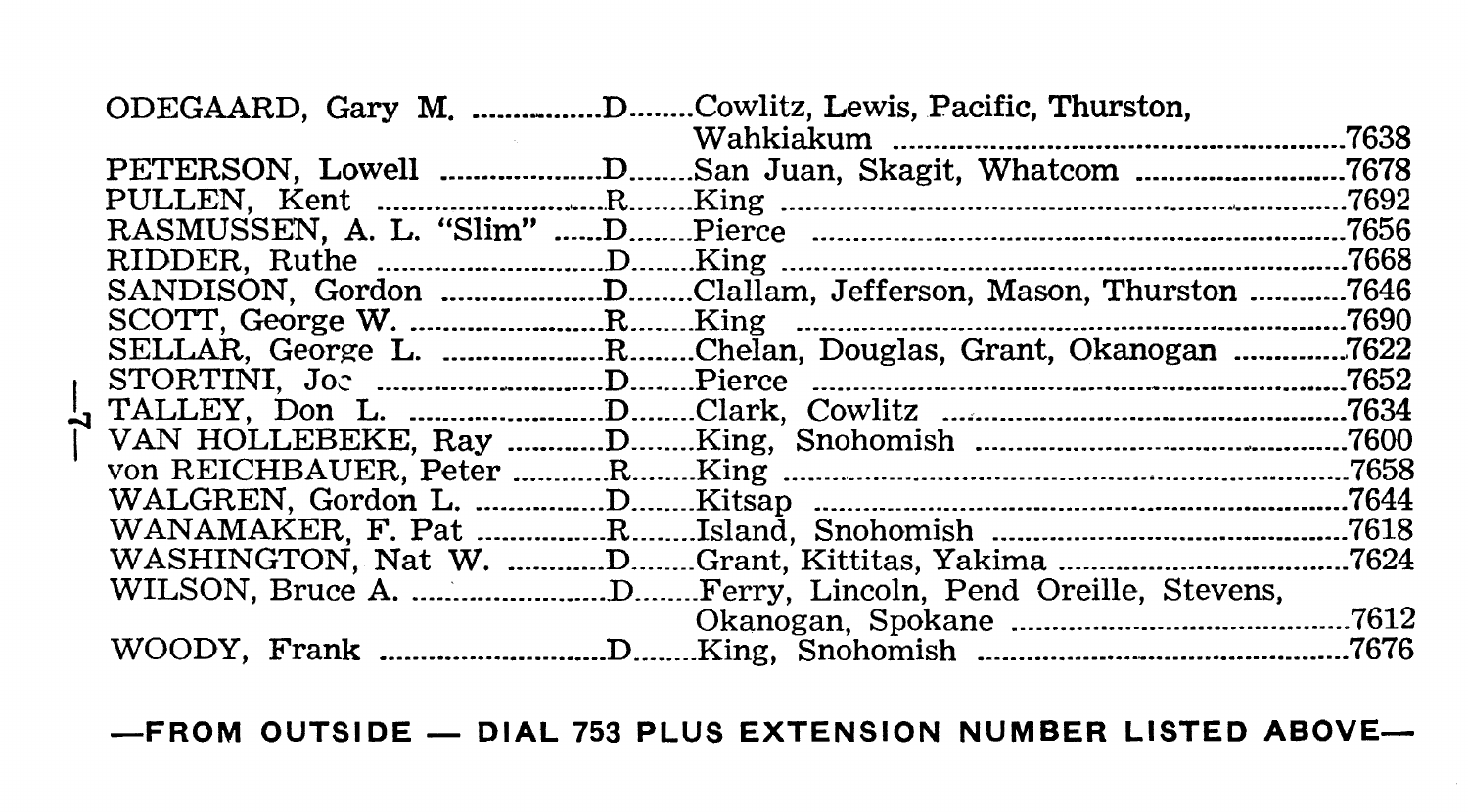| Name | Party | Counties | Extension |
|---|---|---|---|
| ODEGAARD, Gary M. | D | Cowlitz, Lewis, Pacific, Thurston, Wahkiakum | 7638 |
| PETERSON, Lowell | D | San Juan, Skagit, Whatcom | 7678 |
| PULLEN, Kent | R | King | 7692 |
| RASMUSSEN, A. L. "Slim" | D | Pierce | 7656 |
| RIDDER, Ruthe | D | King | 7668 |
| SANDISON, Gordon | D | Clallam, Jefferson, Mason, Thurston | 7646 |
| SCOTT, George W. | R | King | 7690 |
| SELLAR, George L. | R | Chelan, Douglas, Grant, Okanogan | 7622 |
| STORTINI, Joe | D | Pierce | 7652 |
| TALLEY, Don L. | D | Clark, Cowlitz | 7634 |
| VAN HOLLEBEKE, Ray | D | King, Snohomish | 7600 |
| von REICHBAUER, Peter | R | King | 7658 |
| WALGREN, Gordon L. | D | Kitsap | 7644 |
| WANAMAKER, F. Pat | R | Island, Snohomish | 7618 |
| WASHINGTON, Nat W. | D | Grant, Kittitas, Yakima | 7624 |
| WILSON, Bruce A. | D | Ferry, Lincoln, Pend Oreille, Stevens, Okanogan, Spokane | 7612 |
| WOODY, Frank | D | King, Snohomish | 7676 |

**—FROM OUTSIDE — DIAL 753 PLUS EXTENSION NUMBER LISTED ABOVE—**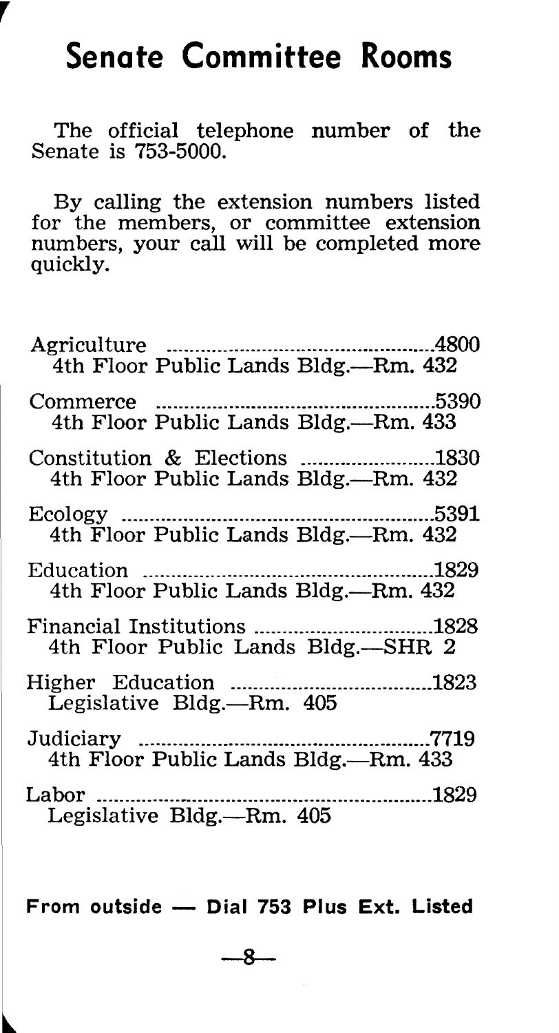# Senate Committee Rooms

The official telephone number of the Senate is 753-5000.

By calling the extension numbers listed for the members, or committee extension numbers, your call will be completed more quickly.

Agriculture ........................................4800
4th Floor Public Lands Bldg.—Rm. 432

Commerce ........................................5390
4th Floor Public Lands Bldg.—Rm. 433

Constitution & Elections ........................1830
4th Floor Public Lands Bldg.—Rm. 432

Ecology ........................................5391
4th Floor Public Lands Bldg.—Rm. 432

Education ........................................1829
4th Floor Public Lands Bldg.—Rm. 432

Financial Institutions ............................1828
4th Floor Public Lands Bldg.—SHR 2

Higher Education ................................1823
Legislative Bldg.—Rm. 405

Judiciary ........................................7719
4th Floor Public Lands Bldg.—Rm. 433

Labor ........................................1829
Legislative Bldg.—Rm. 405

**From outside — Dial 753 Plus Ext. Listed**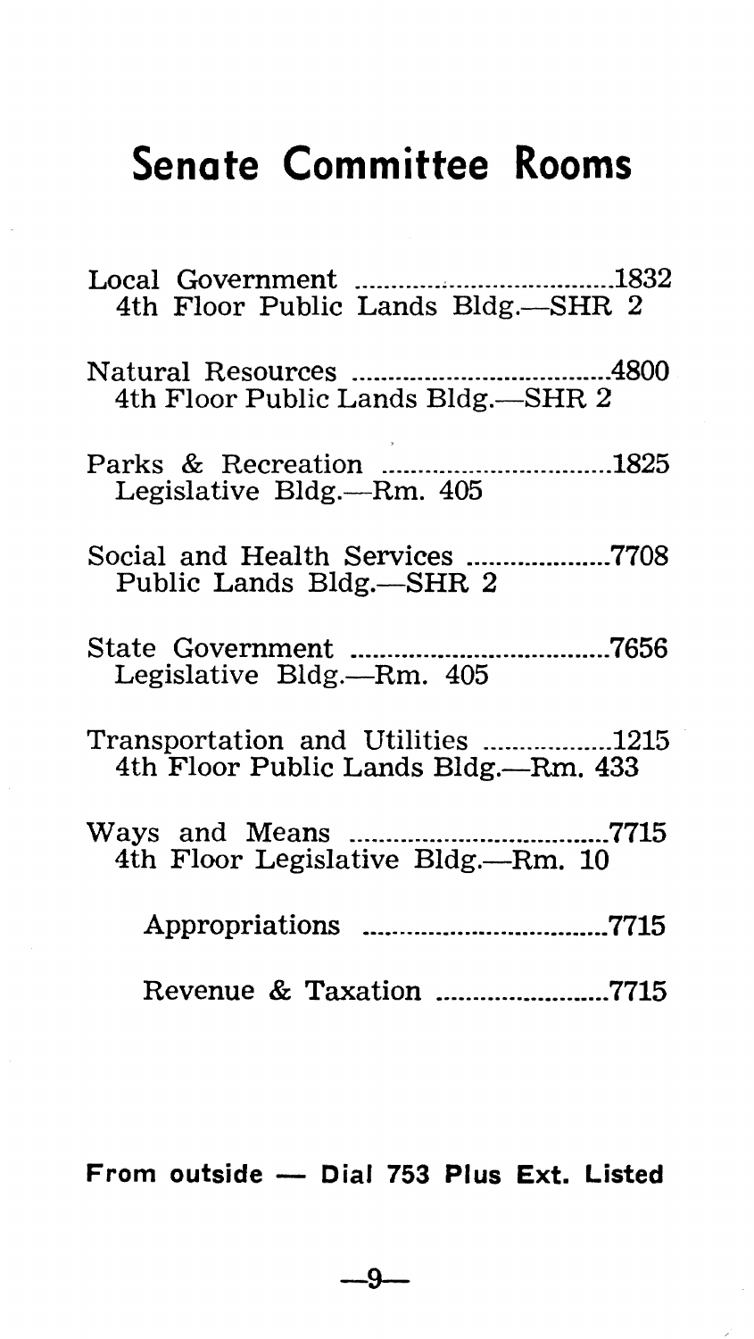# Senate Committee Rooms

Local Government ........................................1832
4th Floor Public Lands Bldg.—SHR 2

Natural Resources ........................................4800
4th Floor Public Lands Bldg.—SHR 2

Parks & Recreation ....................................1825
Legislative Bldg.—Rm. 405

Social and Health Services ......................7708
Public Lands Bldg.—SHR 2

State Government ......................................7656
Legislative Bldg.—Rm. 405

Transportation and Utilities ..................1215
4th Floor Public Lands Bldg.—Rm. 433

Ways and Means ........................................7715
4th Floor Legislative Bldg.—Rm. 10

Appropriations ....................................7715

Revenue & Taxation ..........................7715

**From outside — Dial 753 Plus Ext. Listed**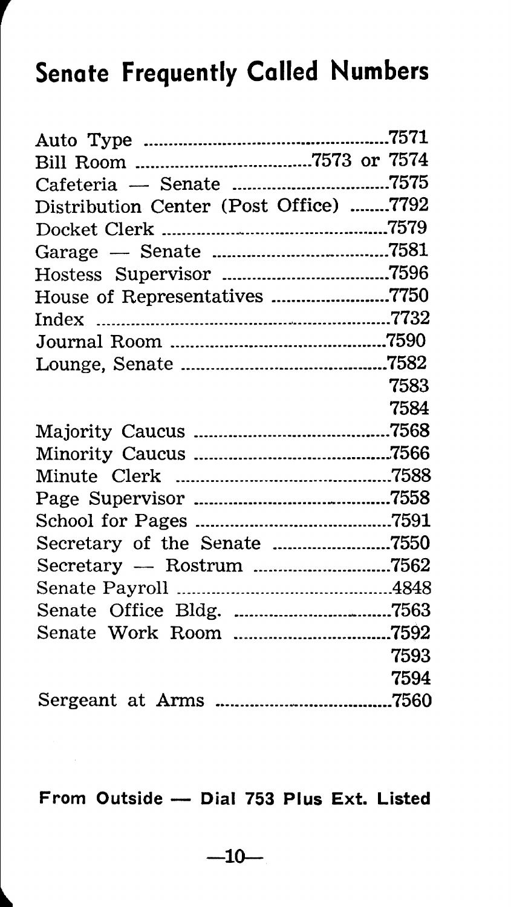# Senate Frequently Called Numbers

| | |
|---|---|
| Auto Type | 7571 |
| Bill Room | 7573 or 7574 |
| Cafeteria — Senate | 7575 |
| Distribution Center (Post Office) | 7792 |
| Docket Clerk | 7579 |
| Garage — Senate | 7581 |
| Hostess Supervisor | 7596 |
| House of Representatives | 7750 |
| Index | 7732 |
| Journal Room | 7590 |
| Lounge, Senate | 7582 |
| | 7583 |
| | 7584 |
| Majority Caucus | 7568 |
| Minority Caucus | 7566 |
| Minute Clerk | 7588 |
| Page Supervisor | 7558 |
| School for Pages | 7591 |
| Secretary of the Senate | 7550 |
| Secretary — Rostrum | 7562 |
| Senate Payroll | 4848 |
| Senate Office Bldg. | 7563 |
| Senate Work Room | 7592 |
| | 7593 |
| | 7594 |
| Sergeant at Arms | 7560 |

**From Outside — Dial 753 Plus Ext. Listed**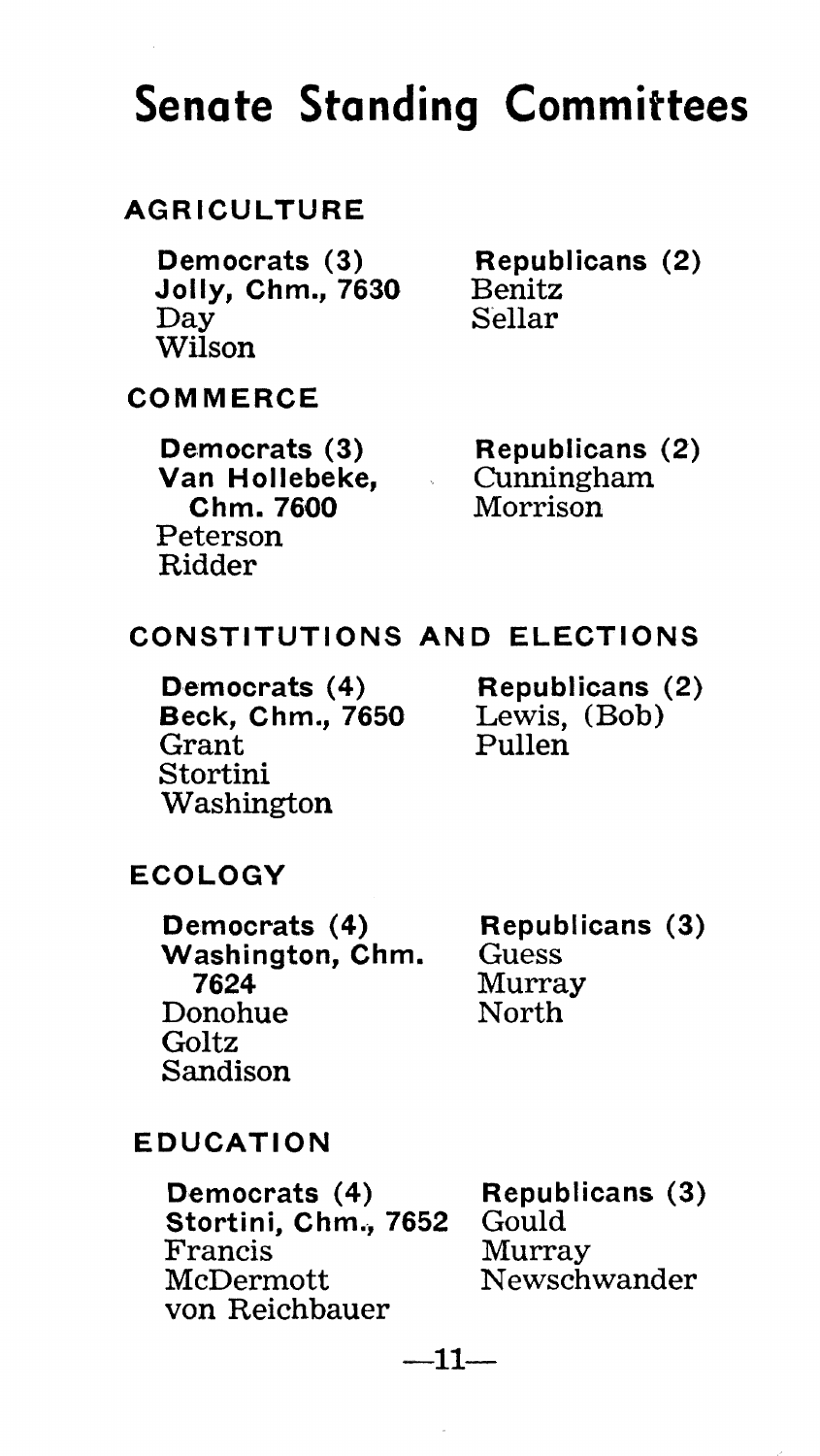# Senate Standing Committees

## AGRICULTURE

| Democrats (3) | Republicans (2) |
|---|---|
| **Jolly, Chm., 7630** | Benitz |
| Day | Sellar |
| Wilson | |

## COMMERCE

| Democrats (3) | Republicans (2) |
|---|---|
| **Van Hollebeke, Chm. 7600** | Cunningham |
| Peterson | Morrison |
| Ridder | |

## CONSTITUTIONS AND ELECTIONS

| Democrats (4) | Republicans (2) |
|---|---|
| **Beck, Chm., 7650** | Lewis, (Bob) |
| Grant | Pullen |
| Stortini | |
| Washington | |

## ECOLOGY

| Democrats (4) | Republicans (3) |
|---|---|
| **Washington, Chm. 7624** | Guess |
| Donohue | Murray |
| Goltz | North |
| Sandison | |

## EDUCATION

| Democrats (4) | Republicans (3) |
|---|---|
| **Stortini, Chm., 7652** | Gould |
| Francis | Murray |
| McDermott | Newschwander |
| von Reichbauer | |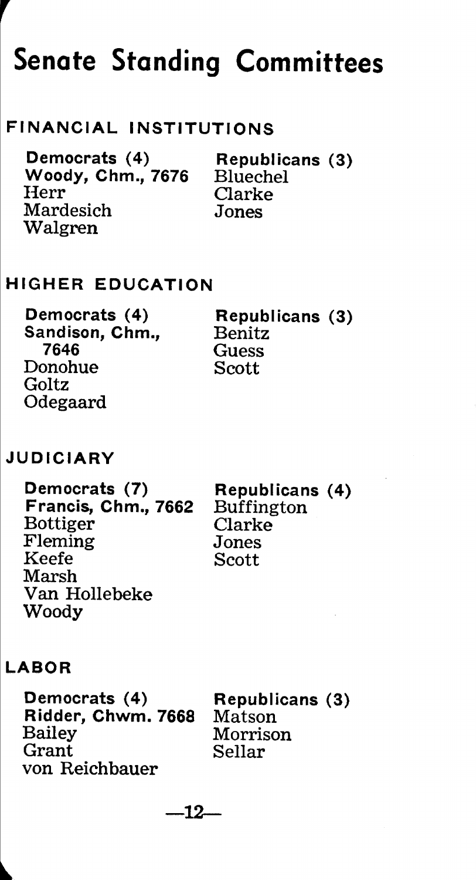# Senate Standing Committees

## FINANCIAL INSTITUTIONS

| Democrats (4) | Republicans (3) |
|---|---|
| **Woody, Chm., 7676** | Bluechel |
| Herr | Clarke |
| Mardesich | Jones |
| Walgren | |

## HIGHER EDUCATION

| Democrats (4) | Republicans (3) |
|---|---|
| **Sandison, Chm., 7646** | Benitz |
| Donohue | Guess |
| Goltz | Scott |
| Odegaard | |

## JUDICIARY

| Democrats (7) | Republicans (4) |
|---|---|
| **Francis, Chm., 7662** | Buffington |
| Bottiger | Clarke |
| Fleming | Jones |
| Keefe | Scott |
| Marsh | |
| Van Hollebeke | |
| Woody | |

## LABOR

| Democrats (4) | Republicans (3) |
|---|---|
| **Ridder, Chwm. 7668** | Matson |
| Bailey | Morrison |
| Grant | Sellar |
| von Reichbauer | |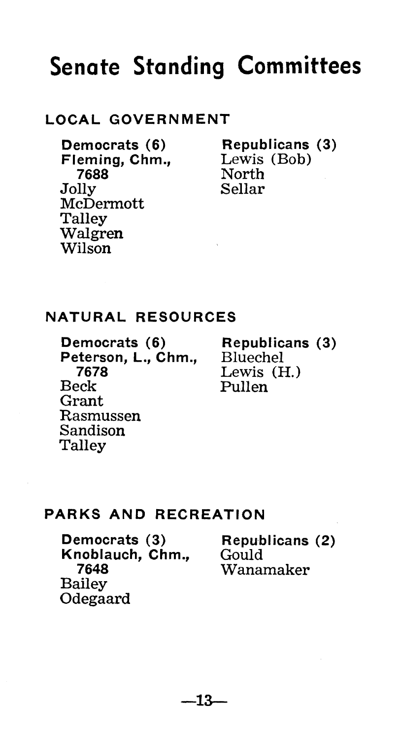# Senate Standing Committees

## LOCAL GOVERNMENT

| Democrats (6) | Republicans (3) |
|---|---|
| **Fleming, Chm., 7688** | Lewis (Bob) |
| Jolly | North |
| McDermott | Sellar |
| Talley | |
| Walgren | |
| Wilson | |

## NATURAL RESOURCES

| Democrats (6) | Republicans (3) |
|---|---|
| **Peterson, L., Chm., 7678** | Bluechel |
| Beck | Lewis (H.) |
| Grant | Pullen |
| Rasmussen | |
| Sandison | |
| Talley | |

## PARKS AND RECREATION

| Democrats (3) | Republicans (2) |
|---|---|
| **Knoblauch, Chm., 7648** | Gould |
| Bailey | Wanamaker |
| Odegaard | |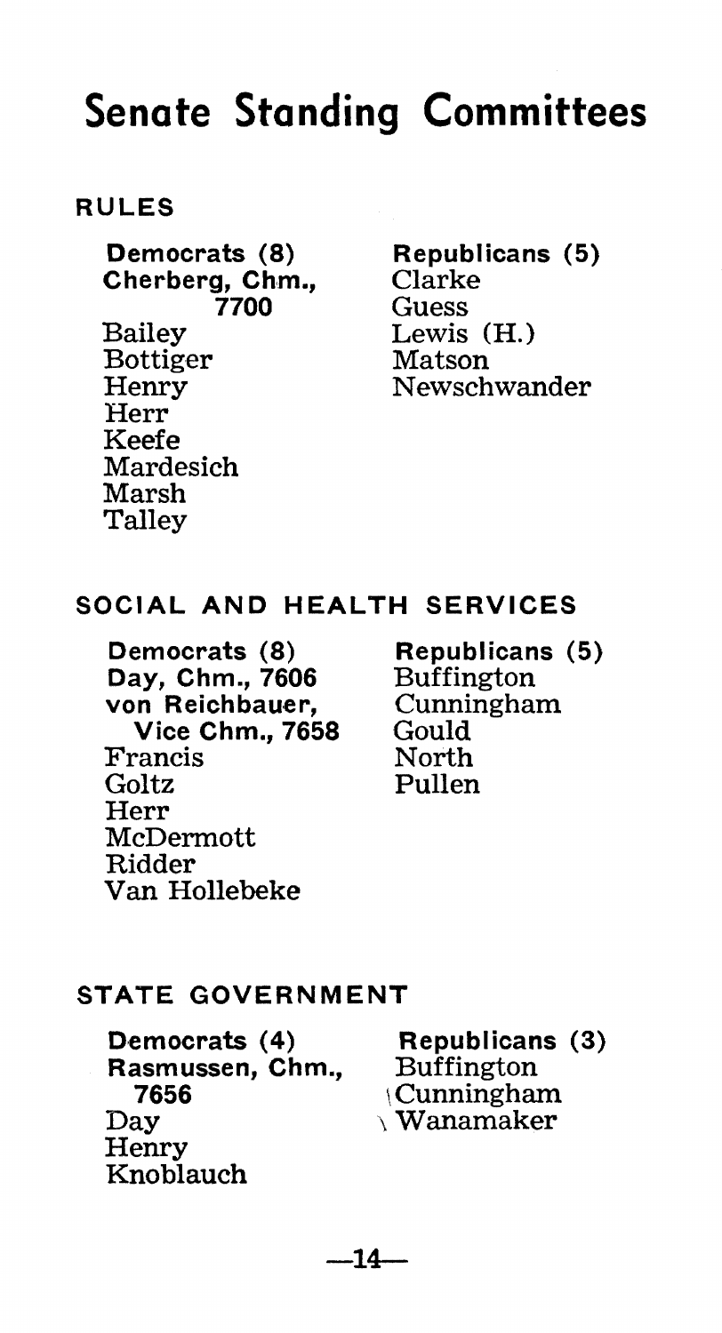# Senate Standing Committees

## RULES

| Democrats (8) | Republicans (5) |
|---|---|
| **Cherberg, Chm., 7700** | Clarke |
| Bailey | Guess |
| Bottiger | Lewis (H.) |
| Henry | Matson |
| Herr | Newschwander |
| Keefe | |
| Mardesich | |
| Marsh | |
| Talley | |

## SOCIAL AND HEALTH SERVICES

| Democrats (8) | Republicans (5) |
|---|---|
| **Day, Chm., 7606** | Buffington |
| **von Reichbauer, Vice Chm., 7658** | Cunningham |
| Francis | Gould |
| Goltz | North |
| Herr | Pullen |
| McDermott | |
| Ridder | |
| Van Hollebeke | |

## STATE GOVERNMENT

| Democrats (4) | Republicans (3) |
|---|---|
| **Rasmussen, Chm., 7656** | Buffington |
| Day | Cunningham |
| Henry | Wanamaker |
| Knoblauch | |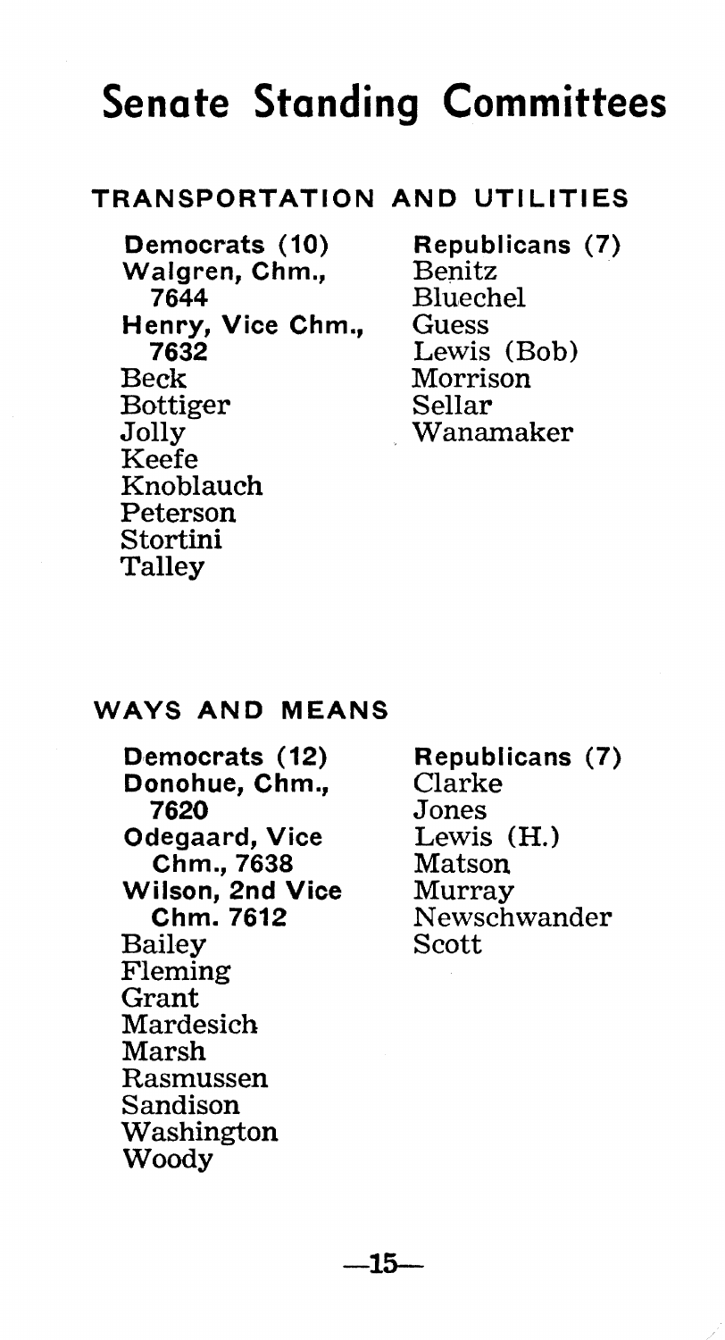# Senate Standing Committees

## TRANSPORTATION AND UTILITIES

**Democrats (10)**
**Walgren, Chm., 7644**
**Henry, Vice Chm., 7632**
Beck
Bottiger
Jolly
Keefe
Knoblauch
Peterson
Stortini
Talley

**Republicans (7)**
Benitz
Bluechel
Guess
Lewis (Bob)
Morrison
Sellar
Wanamaker

## WAYS AND MEANS

**Democrats (12)**
**Donohue, Chm., 7620**
**Odegaard, Vice Chm., 7638**
**Wilson, 2nd Vice Chm. 7612**
Bailey
Fleming
Grant
Mardesich
Marsh
Rasmussen
Sandison
Washington
Woody

**Republicans (7)**
Clarke
Jones
Lewis (H.)
Matson
Murray
Newschwander
Scott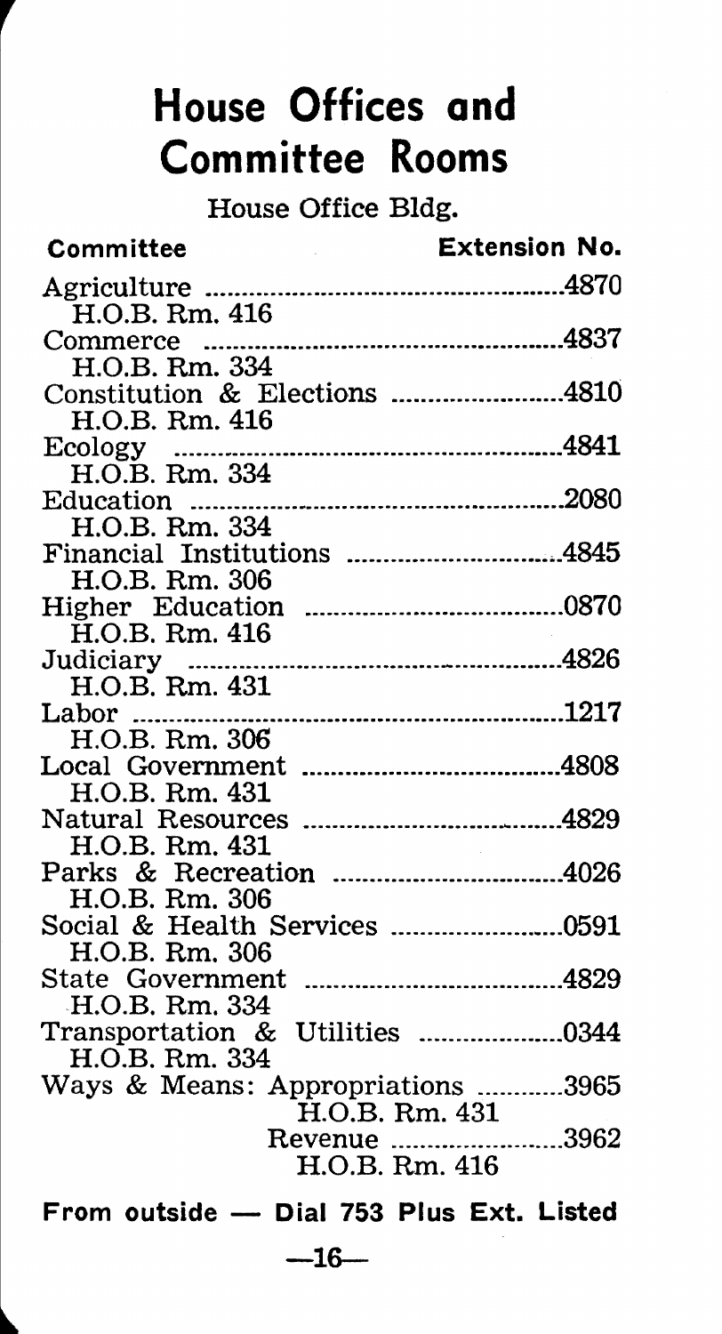# House Offices and Committee Rooms

House Office Bldg.

| Committee | Extension No. |
| --- | --- |
| Agriculture<br>H.O.B. Rm. 416 | 4870 |
| Commerce<br>H.O.B. Rm. 334 | 4837 |
| Constitution & Elections<br>H.O.B. Rm. 416 | 4810 |
| Ecology<br>H.O.B. Rm. 334 | 4841 |
| Education<br>H.O.B. Rm. 334 | 2080 |
| Financial Institutions<br>H.O.B. Rm. 306 | 4845 |
| Higher Education<br>H.O.B. Rm. 416 | 0870 |
| Judiciary<br>H.O.B. Rm. 431 | 4826 |
| Labor<br>H.O.B. Rm. 306 | 1217 |
| Local Government<br>H.O.B. Rm. 431 | 4808 |
| Natural Resources<br>H.O.B. Rm. 431 | 4829 |
| Parks & Recreation<br>H.O.B. Rm. 306 | 4026 |
| Social & Health Services<br>H.O.B. Rm. 306 | 0591 |
| State Government<br>H.O.B. Rm. 334 | 4829 |
| Transportation & Utilities<br>H.O.B. Rm. 334 | 0344 |
| Ways & Means: Appropriations<br>H.O.B. Rm. 431 | 3965 |
| Revenue<br>H.O.B. Rm. 416 | 3962 |

**From outside — Dial 753 Plus Ext. Listed**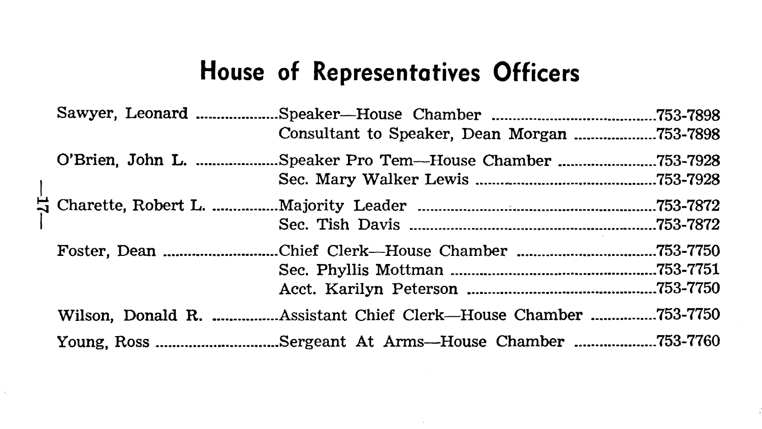# House of Representatives Officers

| Name | Position | Phone |
| --- | --- | --- |
| Sawyer, Leonard | Speaker—House Chamber | 753-7898 |
| | Consultant to Speaker, Dean Morgan | 753-7898 |
| O'Brien, John L. | Speaker Pro Tem—House Chamber | 753-7928 |
| | Sec. Mary Walker Lewis | 753-7928 |
| Charette, Robert L. | Majority Leader | 753-7872 |
| | Sec. Tish Davis | 753-7872 |
| Foster, Dean | Chief Clerk—House Chamber | 753-7750 |
| | Sec. Phyllis Mottman | 753-7751 |
| | Acct. Karilyn Peterson | 753-7750 |
| Wilson, Donald R. | Assistant Chief Clerk—House Chamber | 753-7750 |
| Young, Ross | Sergeant At Arms—House Chamber | 753-7760 |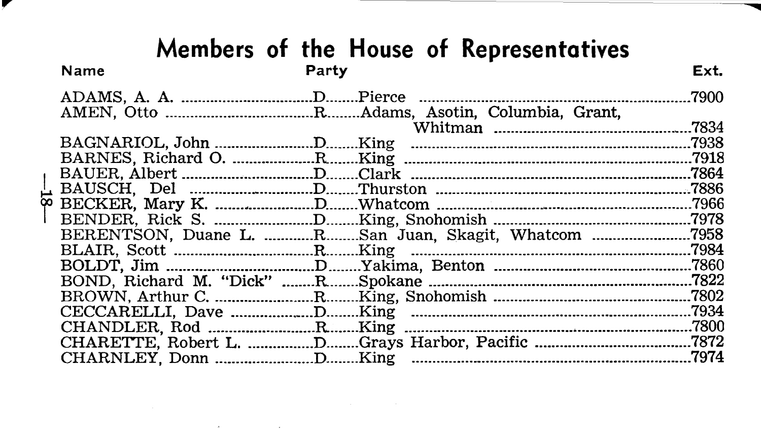# Members of the House of Representatives

| Name | Party | | Ext. |
|---|---|---|---|
| ADAMS, A. A. | D | Pierce | 7900 |
| AMEN, Otto | R | Adams, Asotin, Columbia, Grant, Whitman | 7834 |
| BAGNARIOL, John | D | King | 7938 |
| BARNES, Richard O. | R | King | 7918 |
| BAUER, Albert | D | Clark | 7864 |
| BAUSCH, Del | D | Thurston | 7886 |
| BECKER, Mary K. | D | Whatcom | 7966 |
| BENDER, Rick S. | D | King, Snohomish | 7978 |
| BERENTSON, Duane L. | R | San Juan, Skagit, Whatcom | 7958 |
| BLAIR, Scott | R | King | 7984 |
| BOLDT, Jim | D | Yakima, Benton | 7860 |
| BOND, Richard M. "Dick" | R | Spokane | 7822 |
| BROWN, Arthur C. | R | King, Snohomish | 7802 |
| CECCARELLI, Dave | D | King | 7934 |
| CHANDLER, Rod | R | King | 7800 |
| CHARETTE, Robert L. | D | Grays Harbor, Pacific | 7872 |
| CHARNLEY, Donn | D | King | 7974 |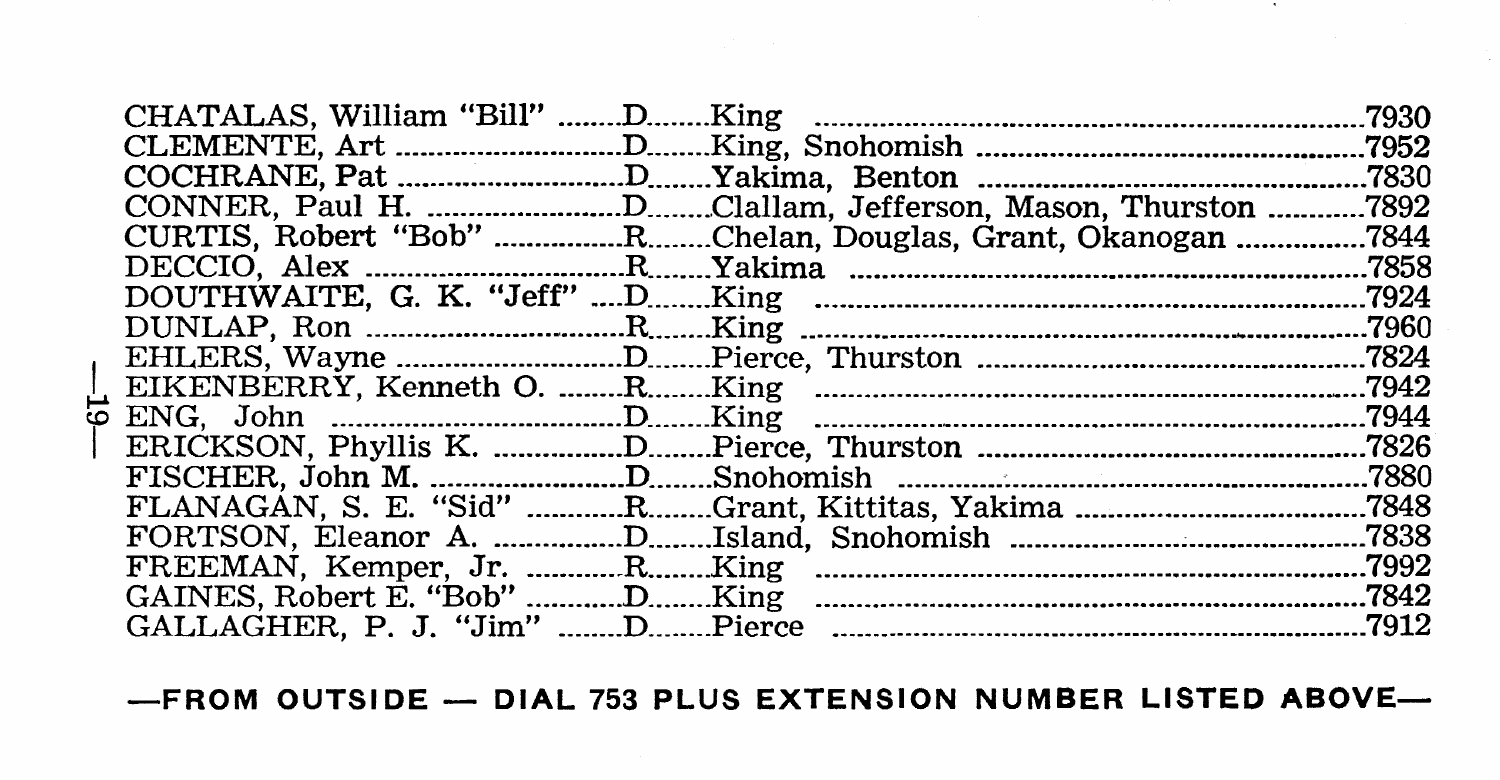| Name | Party | Counties | Extension |
|---|---|---|---|
| CHATALAS, William "Bill" | D | King | 7930 |
| CLEMENTE, Art | D | King, Snohomish | 7952 |
| COCHRANE, Pat | D | Yakima, Benton | 7830 |
| CONNER, Paul H. | D | Clallam, Jefferson, Mason, Thurston | 7892 |
| CURTIS, Robert "Bob" | R | Chelan, Douglas, Grant, Okanogan | 7844 |
| DECCIO, Alex | R | Yakima | 7858 |
| DOUTHWAITE, G. K. "Jeff" | D | King | 7924 |
| DUNLAP, Ron | R | King | 7960 |
| EHLERS, Wayne | D | Pierce, Thurston | 7824 |
| EIKENBERRY, Kenneth O. | R | King | 7942 |
| ENG, John | D | King | 7944 |
| ERICKSON, Phyllis K. | D | Pierce, Thurston | 7826 |
| FISCHER, John M. | D | Snohomish | 7880 |
| FLANAGAN, S. E. "Sid" | R | Grant, Kittitas, Yakima | 7848 |
| FORTSON, Eleanor A. | D | Island, Snohomish | 7838 |
| FREEMAN, Kemper, Jr. | R | King | 7992 |
| GAINES, Robert E. "Bob" | D | King | 7842 |
| GALLAGHER, P. J. "Jim" | D | Pierce | 7912 |

**—FROM OUTSIDE — DIAL 753 PLUS EXTENSION NUMBER LISTED ABOVE—**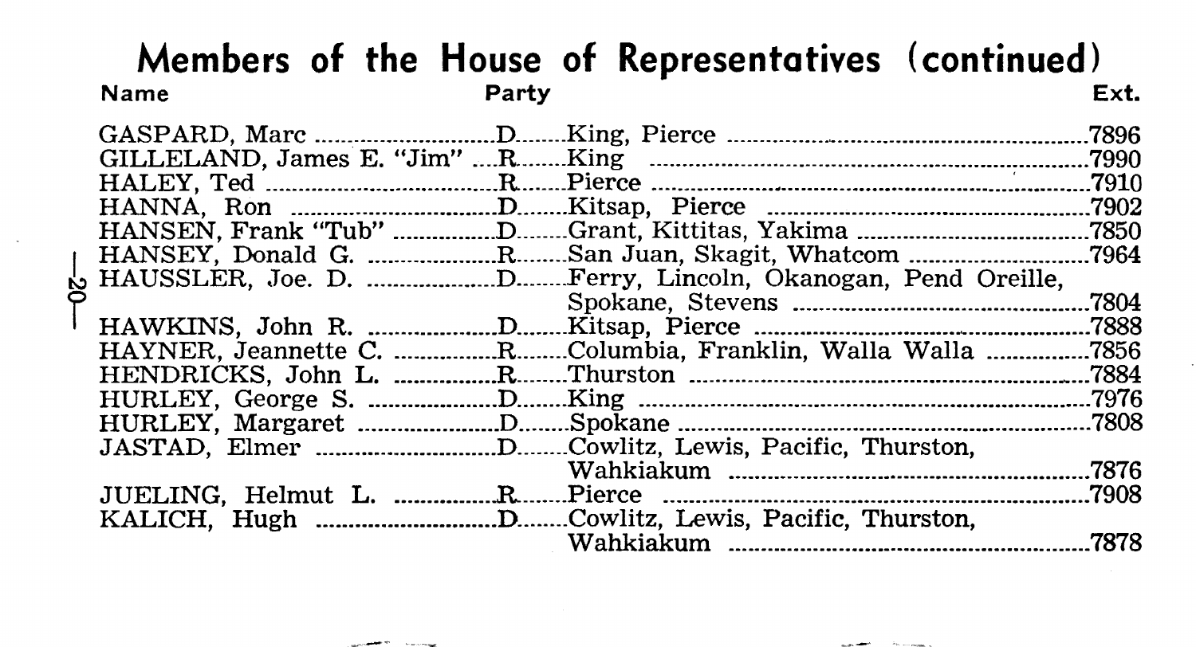## Members of the House of Representatives (continued)

| Name | Party | | Ext. |
|---|---|---|---|
| GASPARD, Marc | D | King, Pierce | 7896 |
| GILLELAND, James E. "Jim" | R | King | 7990 |
| HALEY, Ted | R | Pierce | 7910 |
| HANNA, Ron | D | Kitsap, Pierce | 7902 |
| HANSEN, Frank "Tub" | D | Grant, Kittitas, Yakima | 7850 |
| HANSEY, Donald G. | R | San Juan, Skagit, Whatcom | 7964 |
| HAUSSLER, Joe. D. | D | Ferry, Lincoln, Okanogan, Pend Oreille, Spokane, Stevens | 7804 |
| HAWKINS, John R. | D | Kitsap, Pierce | 7888 |
| HAYNER, Jeannette C. | R | Columbia, Franklin, Walla Walla | 7856 |
| HENDRICKS, John L. | R | Thurston | 7884 |
| HURLEY, George S. | D | King | 7976 |
| HURLEY, Margaret | D | Spokane | 7808 |
| JASTAD, Elmer | D | Cowlitz, Lewis, Pacific, Thurston, Wahkiakum | 7876 |
| JUELING, Helmut L. | R | Pierce | 7908 |
| KALICH, Hugh | D | Cowlitz, Lewis, Pacific, Thurston, Wahkiakum | 7878 |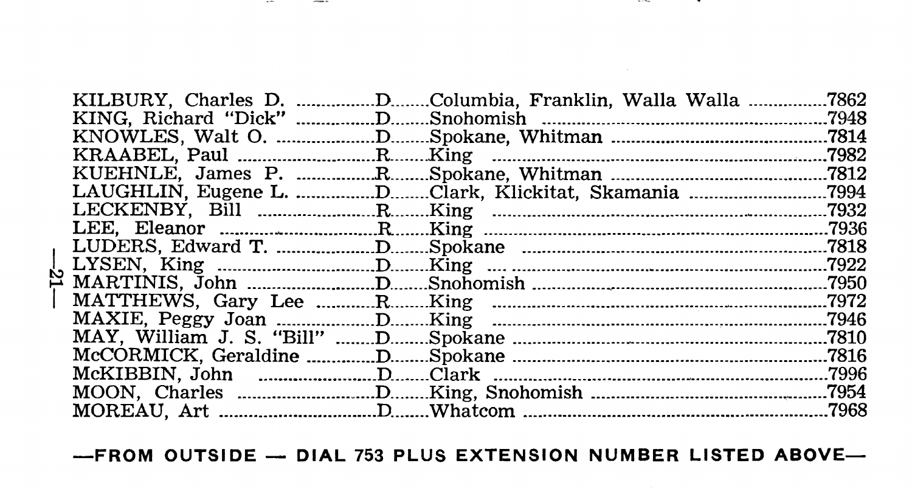| | | | |
|---|---|---|---|
| KILBURY, Charles D. | D | Columbia, Franklin, Walla Walla | 7862 |
| KING, Richard "Dick" | D | Snohomish | 7948 |
| KNOWLES, Walt O. | D | Spokane, Whitman | 7814 |
| KRAABEL, Paul | R | King | 7982 |
| KUEHNLE, James P. | R | Spokane, Whitman | 7812 |
| LAUGHLIN, Eugene L. | D | Clark, Klickitat, Skamania | 7994 |
| LECKENBY, Bill | R | King | 7932 |
| LEE, Eleanor | R | King | 7936 |
| LUDERS, Edward T. | D | Spokane | 7818 |
| LYSEN, King | D | King | 7922 |
| MARTINIS, John | D | Snohomish | 7950 |
| MATTHEWS, Gary Lee | R | King | 7972 |
| MAXIE, Peggy Joan | D | King | 7946 |
| MAY, William J. S. "Bill" | D | Spokane | 7810 |
| McCORMICK, Geraldine | D | Spokane | 7816 |
| McKIBBIN, John | D | Clark | 7996 |
| MOON, Charles | D | King, Snohomish | 7954 |
| MOREAU, Art | D | Whatcom | 7968 |

**—FROM OUTSIDE — DIAL 753 PLUS EXTENSION NUMBER LISTED ABOVE—**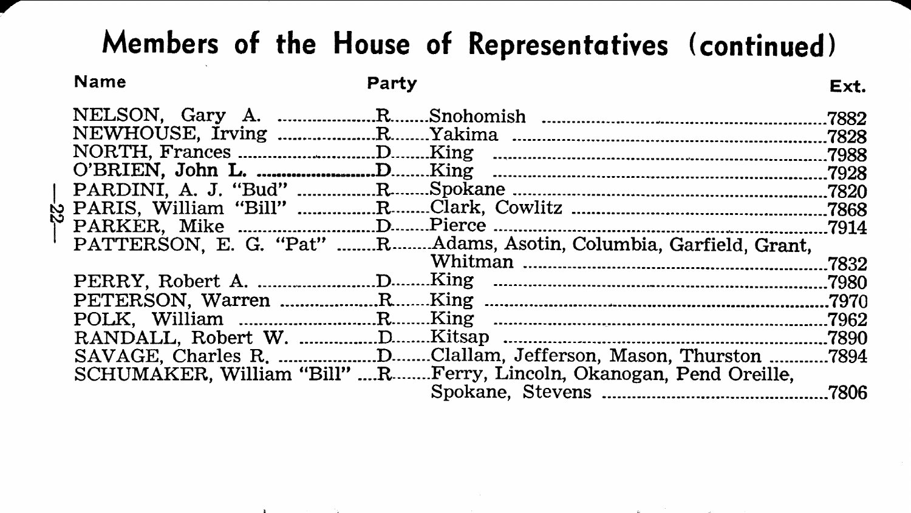# Members of the House of Representatives (continued)

| Name | Party | | Ext. |
|---|---|---|---|
| NELSON, Gary A. | R | Snohomish | 7882 |
| NEWHOUSE, Irving | R | Yakima | 7828 |
| NORTH, Frances | D | King | 7988 |
| O'BRIEN, John L. | D | King | 7928 |
| PARDINI, A. J. "Bud" | R | Spokane | 7820 |
| PARIS, William "Bill" | R | Clark, Cowlitz | 7868 |
| PARKER, Mike | D | Pierce | 7914 |
| PATTERSON, E. G. "Pat" | R | Adams, Asotin, Columbia, Garfield, Grant, Whitman | 7832 |
| PERRY, Robert A. | D | King | 7980 |
| PETERSON, Warren | R | King | 7970 |
| POLK, William | R | King | 7962 |
| RANDALL, Robert W. | D | Kitsap | 7890 |
| SAVAGE, Charles R. | D | Clallam, Jefferson, Mason, Thurston | 7894 |
| SCHUMAKER, William "Bill" | R | Ferry, Lincoln, Okanogan, Pend Oreille, Spokane, Stevens | 7806 |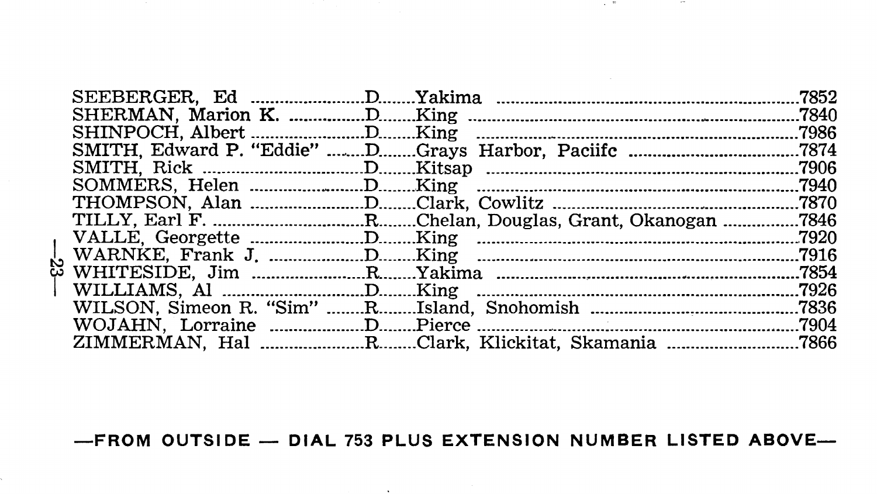| Name | Party | Counties | Extension |
|---|---|---|---|
| SEEBERGER, Ed | D | Yakima | 7852 |
| SHERMAN, Marion K. | D | King | 7840 |
| SHINPOCH, Albert | D | King | 7986 |
| SMITH, Edward P. "Eddie" | D | Grays Harbor, Paciifc | 7874 |
| SMITH, Rick | D | Kitsap | 7906 |
| SOMMERS, Helen | D | King | 7940 |
| THOMPSON, Alan | D | Clark, Cowlitz | 7870 |
| TILLY, Earl F. | R | Chelan, Douglas, Grant, Okanogan | 7846 |
| VALLE, Georgette | D | King | 7920 |
| WARNKE, Frank J. | D | King | 7916 |
| WHITESIDE, Jim | R | Yakima | 7854 |
| WILLIAMS, Al | D | King | 7926 |
| WILSON, Simeon R. "Sim" | R | Island, Snohomish | 7836 |
| WOJAHN, Lorraine | D | Pierce | 7904 |
| ZIMMERMAN, Hal | R | Clark, Klickitat, Skamania | 7866 |

**—FROM OUTSIDE — DIAL 753 PLUS EXTENSION NUMBER LISTED ABOVE—**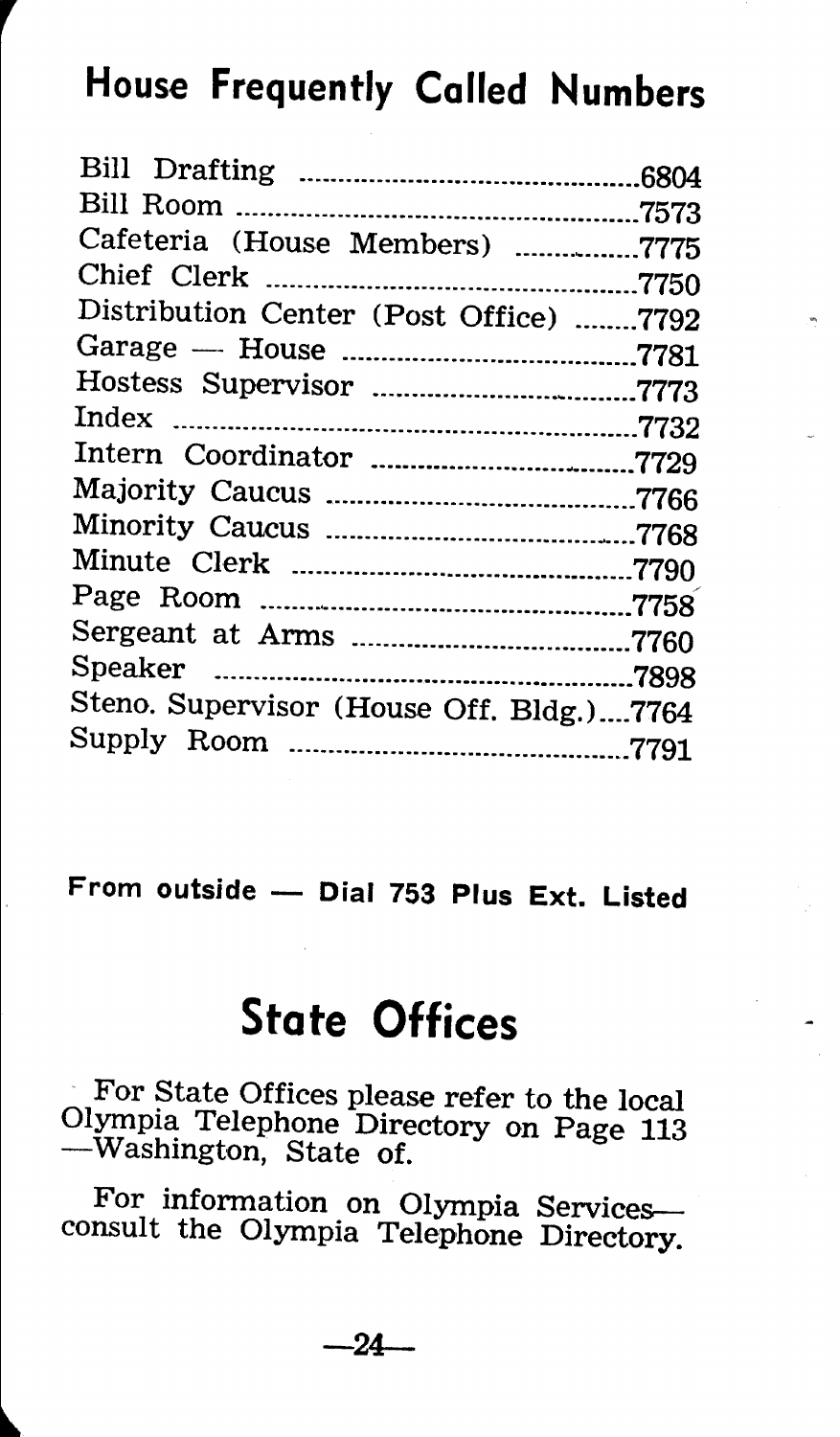## House Frequently Called Numbers

| | |
|---|---|
| Bill Drafting | 6804 |
| Bill Room | 7573 |
| Cafeteria (House Members) | 7775 |
| Chief Clerk | 7750 |
| Distribution Center (Post Office) | 7792 |
| Garage — House | 7781 |
| Hostess Supervisor | 7773 |
| Index | 7732 |
| Intern Coordinator | 7729 |
| Majority Caucus | 7766 |
| Minority Caucus | 7768 |
| Minute Clerk | 7790 |
| Page Room | 7758 |
| Sergeant at Arms | 7760 |
| Speaker | 7898 |
| Steno. Supervisor (House Off. Bldg.) | 7764 |
| Supply Room | 7791 |

**From outside — Dial 753 Plus Ext. Listed**

## State Offices

For State Offices please refer to the local Olympia Telephone Directory on Page 113 —Washington, State of.

For information on Olympia Services— consult the Olympia Telephone Directory.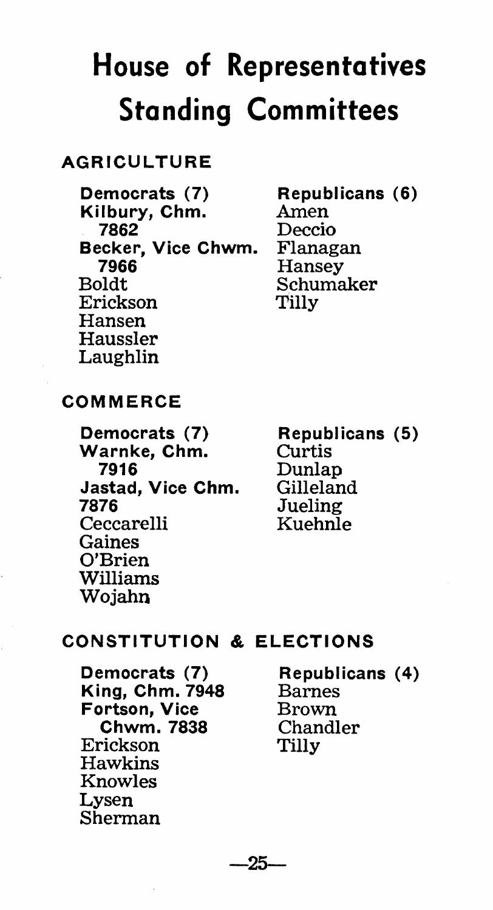# House of Representatives Standing Committees

## AGRICULTURE

| Democrats (7) | Republicans (6) |
|---|---|
| **Kilbury, Chm.** **7862** | Amen |
| **Becker, Vice Chwm.** **7966** | Deccio |
| Boldt | Flanagan |
| Erickson | Hansey |
| Hansen | Schumaker |
| Haussler | Tilly |
| Laughlin | |

## COMMERCE

| Democrats (7) | Republicans (5) |
|---|---|
| **Warnke, Chm.** **7916** | Curtis |
| **Jastad, Vice Chm.** **7876** | Dunlap |
| Ceccarelli | Gilleland |
| Gaines | Jueling |
| O'Brien | Kuehnle |
| Williams | |
| Wojahn | |

## CONSTITUTION & ELECTIONS

| Democrats (7) | Republicans (4) |
|---|---|
| **King, Chm. 7948** | Barnes |
| **Fortson, Vice Chwm. 7838** | Brown |
| Erickson | Chandler |
| Hawkins | Tilly |
| Knowles | |
| Lysen | |
| Sherman | |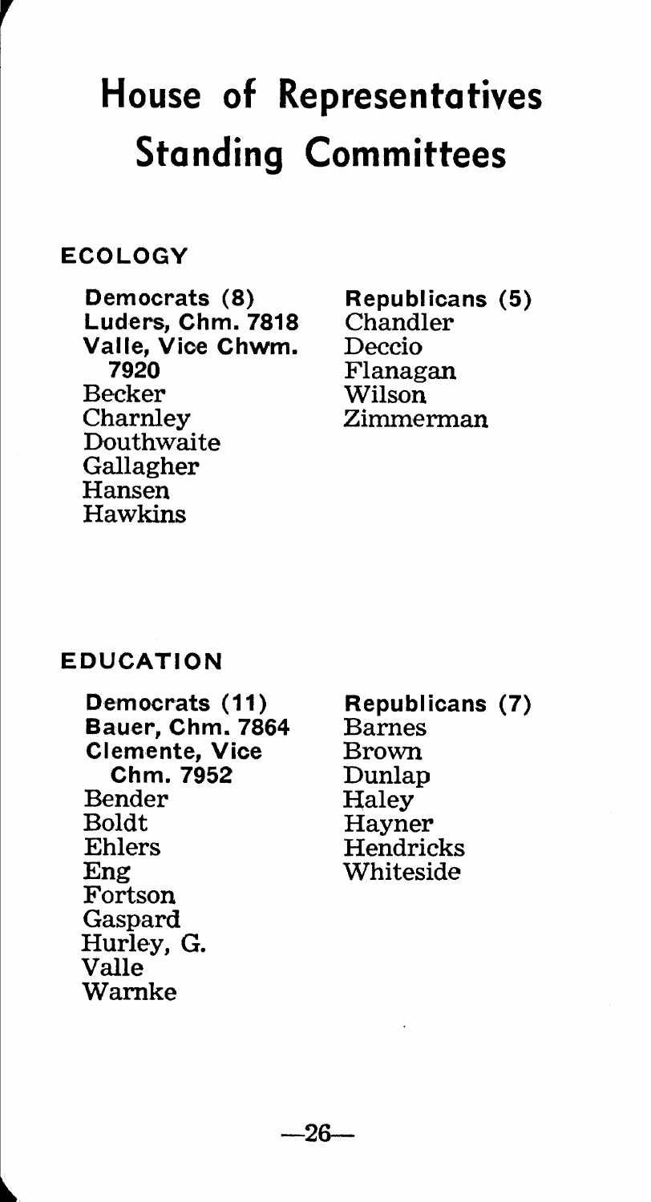# House of Representatives Standing Committees

## ECOLOGY

| Democrats (8) | Republicans (5) |
|---|---|
| **Luders, Chm. 7818** | Chandler |
| **Valle, Vice Chwm. 7920** | Deccio |
| Becker | Flanagan |
| Charnley | Wilson |
| Douthwaite | Zimmerman |
| Gallagher | |
| Hansen | |
| Hawkins | |

## EDUCATION

| Democrats (11) | Republicans (7) |
|---|---|
| **Bauer, Chm. 7864** | Barnes |
| **Clemente, Vice Chm. 7952** | Brown |
| Bender | Dunlap |
| Boldt | Haley |
| Ehlers | Hayner |
| Eng | Hendricks |
| Fortson | Whiteside |
| Gaspard | |
| Hurley, G. | |
| Valle | |
| Warnke | |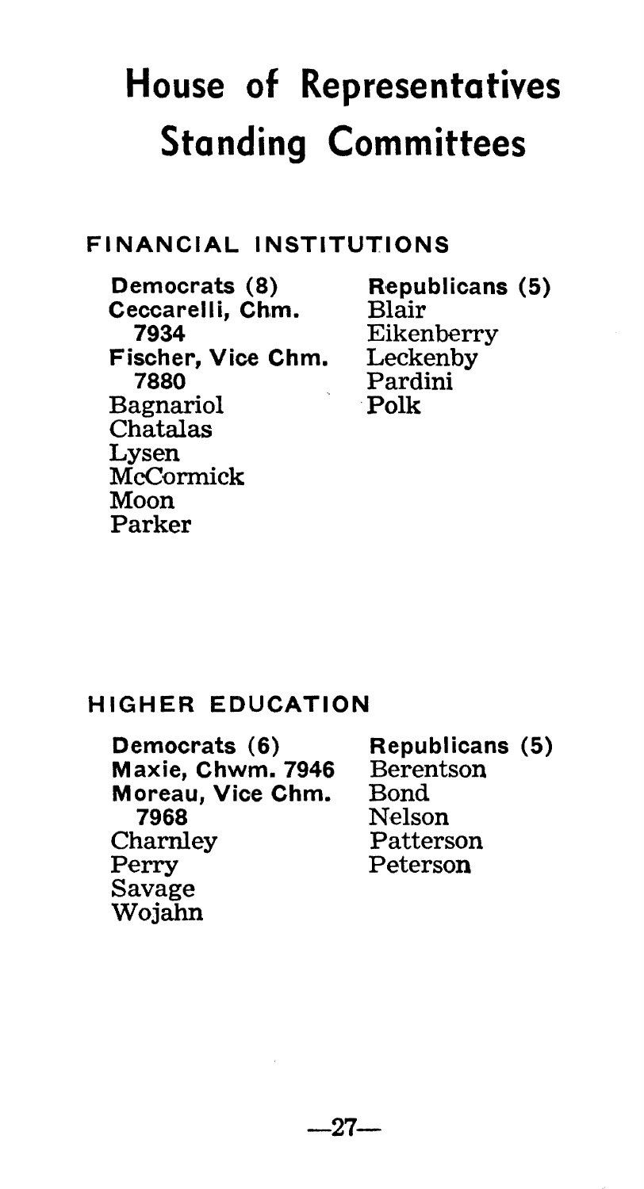# House of Representatives Standing Committees

## FINANCIAL INSTITUTIONS

| **Democrats (8)** | **Republicans (5)** |
|---|---|
| **Ceccarelli, Chm. 7934** | Blair |
| **Fischer, Vice Chm. 7880** | Eikenberry |
| Bagnariol | Leckenby |
| Chatalas | Pardini |
| Lysen | Polk |
| McCormick | |
| Moon | |
| Parker | |

## HIGHER EDUCATION

| **Democrats (6)** | **Republicans (5)** |
|---|---|
| **Maxie, Chwm. 7946** | Berentson |
| **Moreau, Vice Chm. 7968** | Bond |
| Charnley | Nelson |
| Perry | Patterson |
| Savage | Peterson |
| Wojahn | |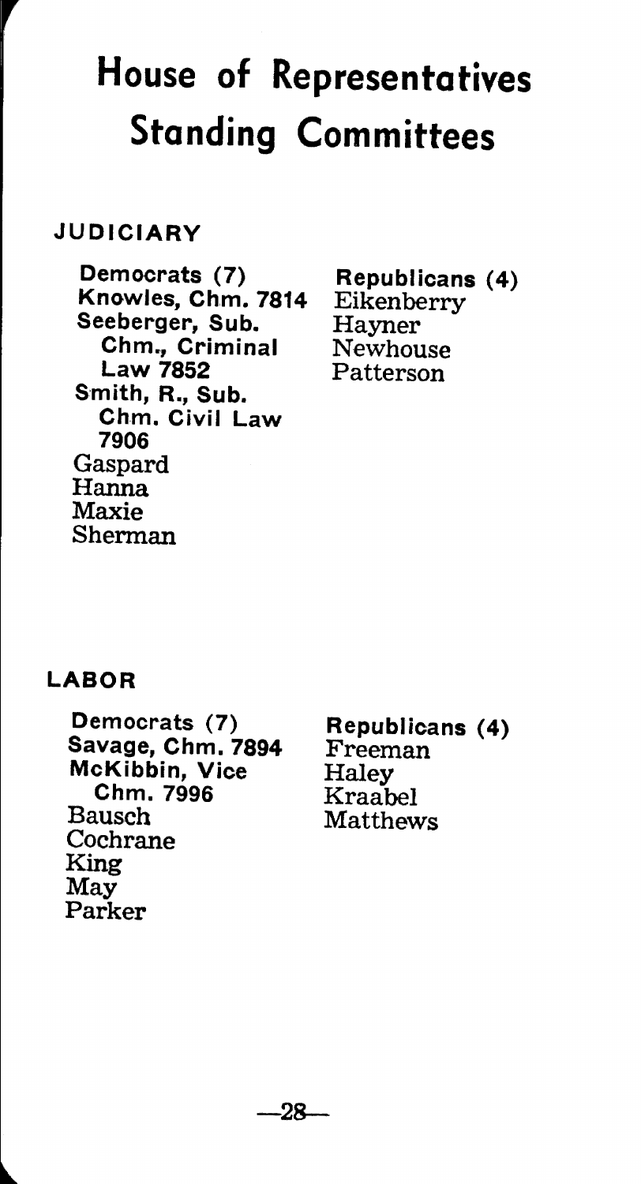# House of Representatives Standing Committees

## JUDICIARY

| Democrats (7) | Republicans (4) |
|---|---|
| **Knowles, Chm. 7814** | Eikenberry |
| **Seeberger, Sub. Chm., Criminal Law 7852** | Hayner |
| **Smith, R., Sub. Chm. Civil Law 7906** | Newhouse |
| Gaspard | Patterson |
| Hanna | |
| Maxie | |
| Sherman | |

## LABOR

| Democrats (7) | Republicans (4) |
|---|---|
| **Savage, Chm. 7894** | Freeman |
| **McKibbin, Vice Chm. 7996** | Haley |
| Bausch | Kraabel |
| Cochrane | Matthews |
| King | |
| May | |
| Parker | |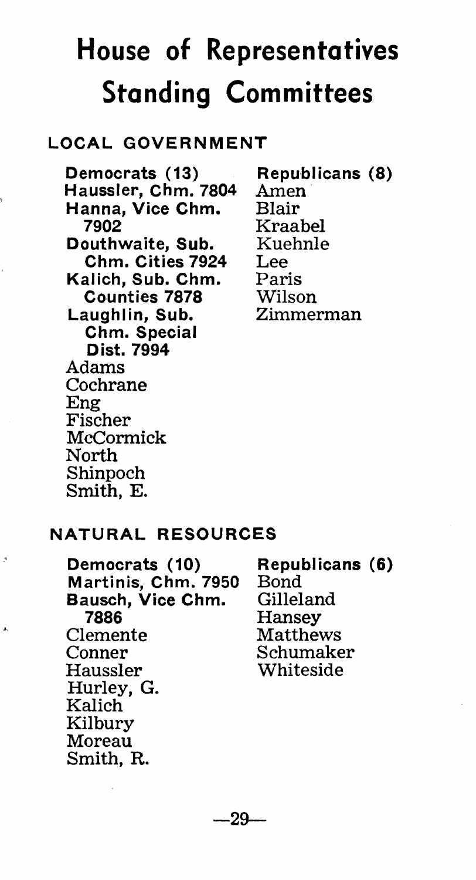# House of Representatives Standing Committees

## LOCAL GOVERNMENT

| Democrats (13) | Republicans (8) |
|---|---|
| **Haussler, Chm. 7804** | Amen |
| **Hanna, Vice Chm. 7902** | Blair |
| **Douthwaite, Sub. Chm. Cities 7924** | Kraabel |
| **Kalich, Sub. Chm. Counties 7878** | Kuehnle |
| **Laughlin, Sub. Chm. Special Dist. 7994** | Lee |
| Adams | Paris |
| Cochrane | Wilson |
| Eng | Zimmerman |
| Fischer | |
| McCormick | |
| North | |
| Shinpoch | |
| Smith, E. | |

## NATURAL RESOURCES

| Democrats (10) | Republicans (6) |
|---|---|
| **Martinis, Chm. 7950** | Bond |
| **Bausch, Vice Chm. 7886** | Gilleland |
| Clemente | Hansey |
| Conner | Matthews |
| Haussler | Schumaker |
| Hurley, G. | Whiteside |
| Kalich | |
| Kilbury | |
| Moreau | |
| Smith, R. | |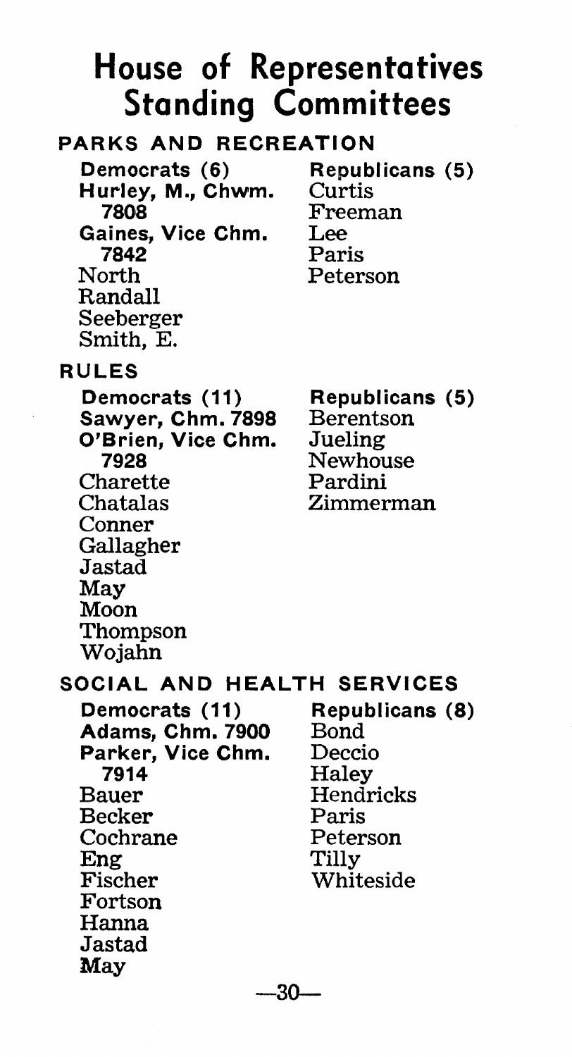# House of Representatives Standing Committees

## PARKS AND RECREATION

| Democrats (6) | Republicans (5) |
|---|---|
| **Hurley, M., Chwm. 7808** | Curtis |
| **Gaines, Vice Chm. 7842** | Freeman |
| North | Lee |
| Randall | Paris |
| Seeberger | Peterson |
| Smith, E. | |

## RULES

| Democrats (11) | Republicans (5) |
|---|---|
| **Sawyer, Chm. 7898** | Berentson |
| **O'Brien, Vice Chm. 7928** | Jueling |
| Charette | Newhouse |
| Chatalas | Pardini |
| Conner | Zimmerman |
| Gallagher | |
| Jastad | |
| May | |
| Moon | |
| Thompson | |
| Wojahn | |

## SOCIAL AND HEALTH SERVICES

| Democrats (11) | Republicans (8) |
|---|---|
| **Adams, Chm. 7900** | Bond |
| **Parker, Vice Chm. 7914** | Deccio |
| Bauer | Haley |
| Becker | Hendricks |
| Cochrane | Paris |
| Eng | Peterson |
| Fischer | Tilly |
| Fortson | Whiteside |
| Hanna | |
| Jastad | |
| May | |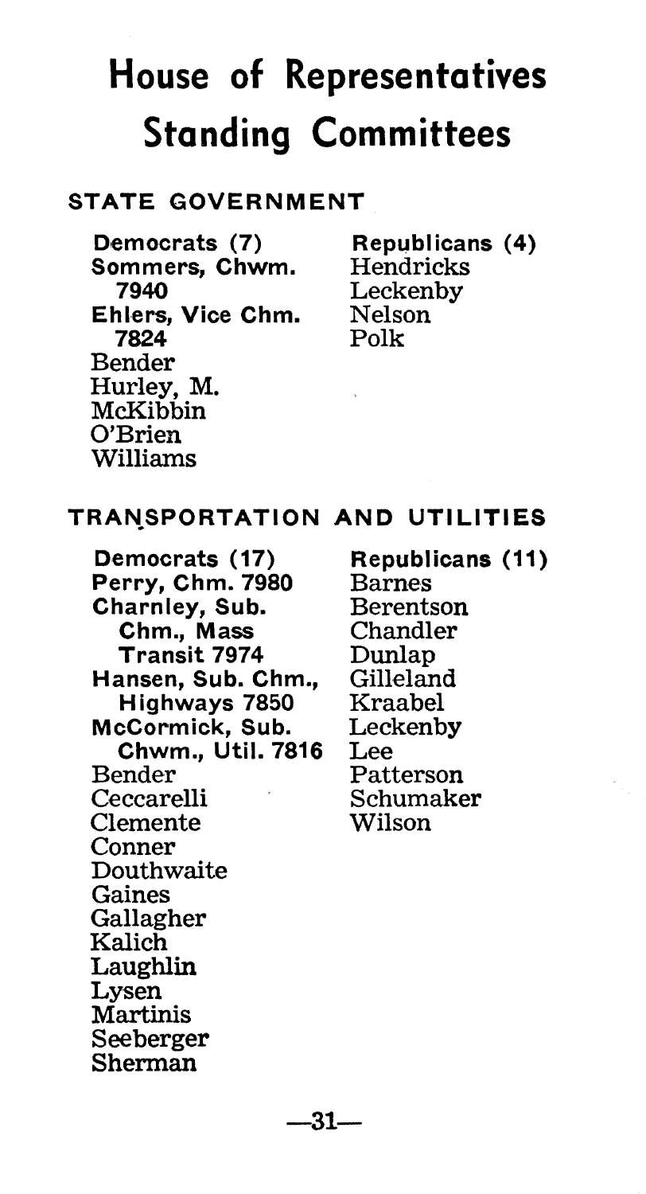# House of Representatives Standing Committees

## STATE GOVERNMENT

| Democrats (7) | Republicans (4) |
|---|---|
| **Sommers, Chwm. 7940** | Hendricks |
| **Ehlers, Vice Chm. 7824** | Leckenby |
| Bender | Nelson |
| Hurley, M. | Polk |
| McKibbin | |
| O'Brien | |
| Williams | |

## TRANSPORTATION AND UTILITIES

| Democrats (17) | Republicans (11) |
|---|---|
| **Perry, Chm. 7980** | Barnes |
| **Charnley, Sub. Chm., Mass Transit 7974** | Berentson |
| **Hansen, Sub. Chm., Highways 7850** | Chandler |
| **McCormick, Sub. Chwm., Util. 7816** | Dunlap |
| Bender | Gilleland |
| Ceccarelli | Kraabel |
| Clemente | Leckenby |
| Conner | Lee |
| Douthwaite | Patterson |
| Gaines | Schumaker |
| Gallagher | Wilson |
| Kalich | |
| Laughlin | |
| Lysen | |
| Martinis | |
| Seeberger | |
| Sherman | |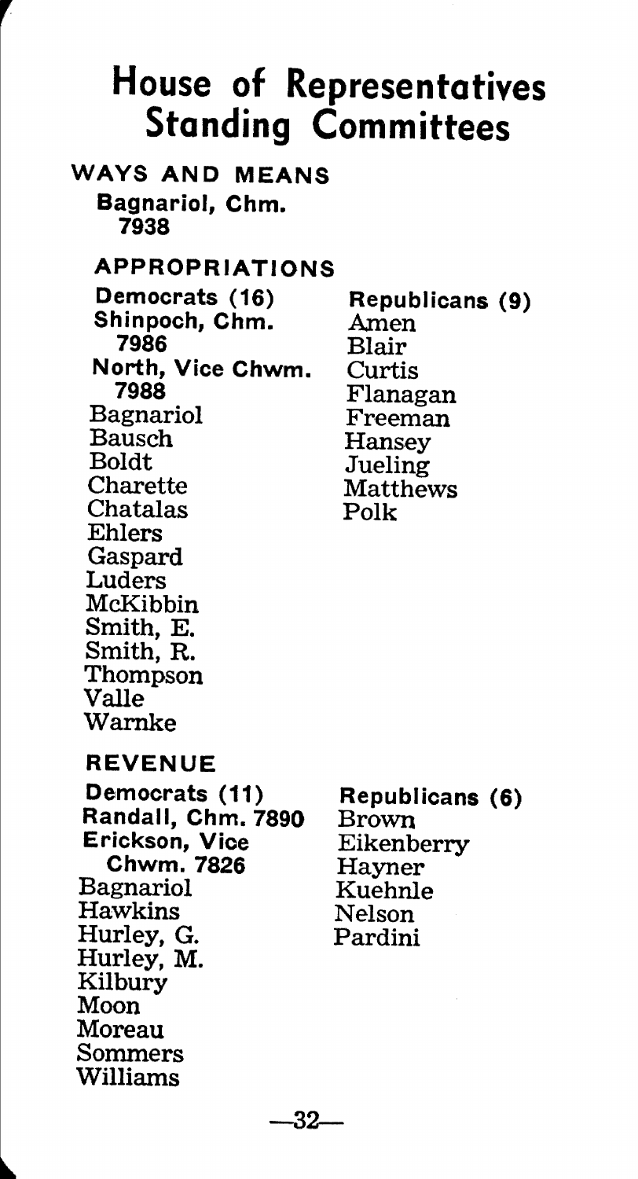# House of Representatives Standing Committees

## WAYS AND MEANS

**Bagnariol, Chm.**
**7938**

## APPROPRIATIONS

**Democrats (16)**

**Shinpoch, Chm.**
**7986**
**North, Vice Chwm.**
**7988**
Bagnariol
Bausch
Boldt
Charette
Chatalas
Ehlers
Gaspard
Luders
McKibbin
Smith, E.
Smith, R.
Thompson
Valle
Warnke

**Republicans (9)**

Amen
Blair
Curtis
Flanagan
Freeman
Hansey
Jueling
Matthews
Polk

## REVENUE

**Democrats (11)**

**Randall, Chm. 7890**
**Erickson, Vice Chwm. 7826**
Bagnariol
Hawkins
Hurley, G.
Hurley, M.
Kilbury
Moon
Moreau
Sommers
Williams

**Republicans (6)**

Brown
Eikenberry
Hayner
Kuehnle
Nelson
Pardini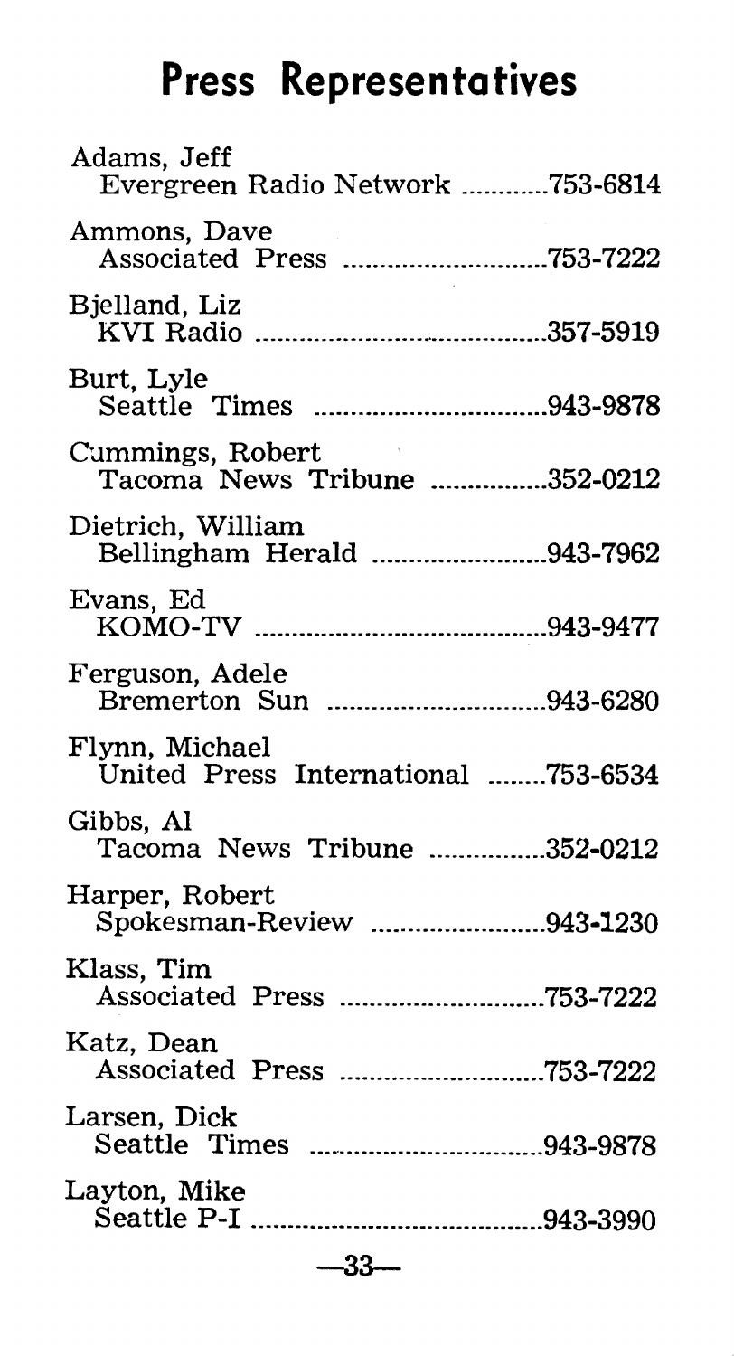# Press Representatives

Adams, Jeff
Evergreen Radio Network ............753-6814

Ammons, Dave
Associated Press ............................753-7222

Bjelland, Liz
KVI Radio ........................................357-5919

Burt, Lyle
Seattle Times ................................943-9878

Cummings, Robert
Tacoma News Tribune ................352-0212

Dietrich, William
Bellingham Herald ........................943-7962

Evans, Ed
KOMO-TV ..........................................943-9477

Ferguson, Adele
Bremerton Sun ...............................943-6280

Flynn, Michael
United Press International ........753-6534

Gibbs, Al
Tacoma News Tribune ................352-0212

Harper, Robert
Spokesman-Review ........................943-1230

Klass, Tim
Associated Press ............................753-7222

Katz, Dean
Associated Press ............................753-7222

Larsen, Dick
Seattle Times ..................................943-9878

Layton, Mike
Seattle P-I ..........................................943-3990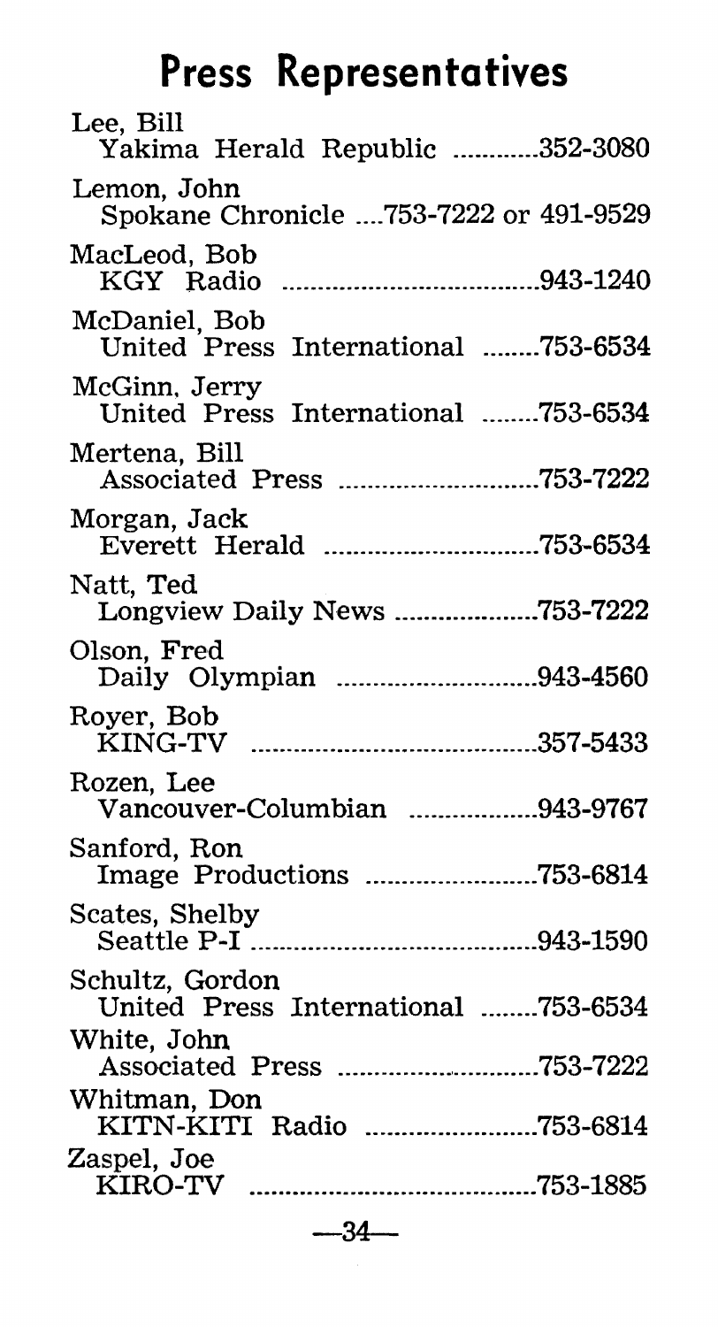# Press Representatives

Lee, Bill
Yakima Herald Republic ............352-3080

Lemon, John
Spokane Chronicle ....753-7222 or 491-9529

MacLeod, Bob
KGY Radio ....................................943-1240

McDaniel, Bob
United Press International ........753-6534

McGinn, Jerry
United Press International ........753-6534

Mertena, Bill
Associated Press ............................753-7222

Morgan, Jack
Everett Herald ..............................753-6534

Natt, Ted
Longview Daily News ....................753-7222

Olson, Fred
Daily Olympian ............................943-4560

Royer, Bob
KING-TV ........................................357-5433

Rozen, Lee
Vancouver-Columbian ..................943-9767

Sanford, Ron
Image Productions ........................753-6814

Scates, Shelby
Seattle P-I ........................................943-1590

Schultz, Gordon
United Press International ........753-6534

White, John
Associated Press ............................753-7222

Whitman, Don
KITN-KITI Radio ........................753-6814

Zaspel, Joe
KIRO-TV ........................................753-1885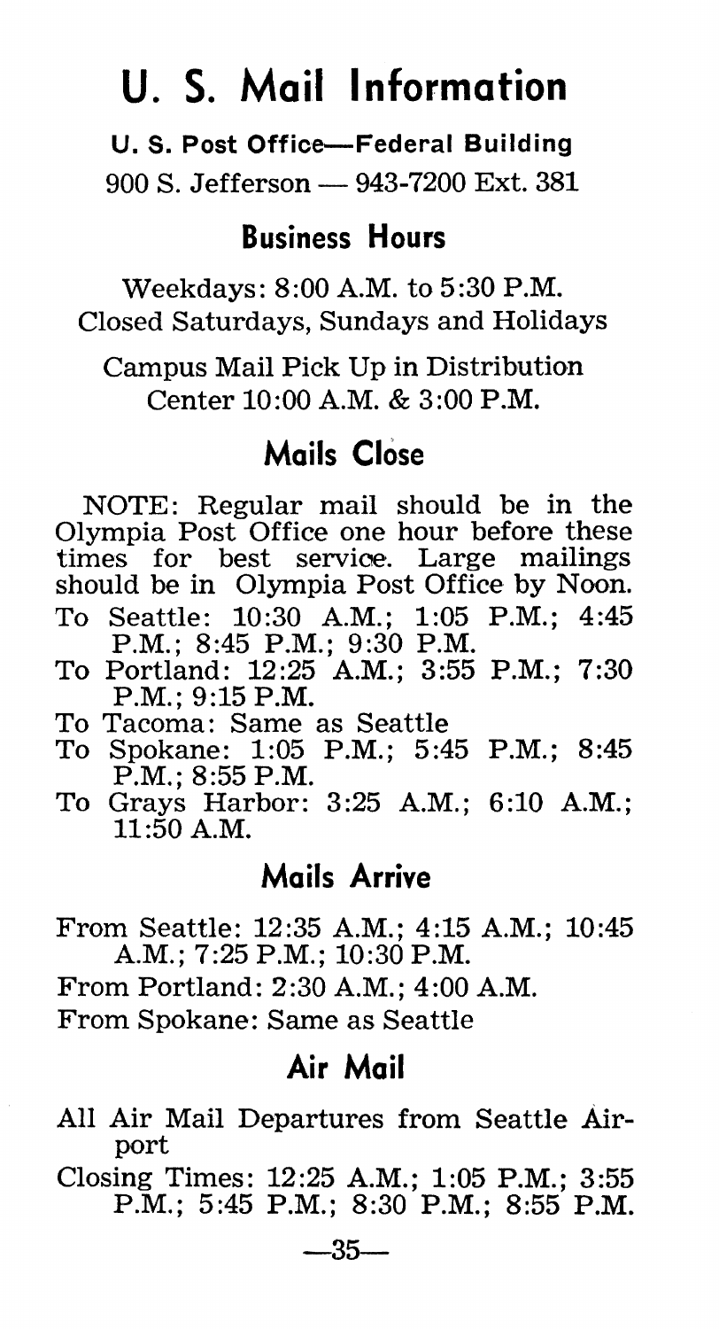# U. S. Mail Information

**U. S. Post Office—Federal Building**

900 S. Jefferson — 943-7200 Ext. 381

## Business Hours

Weekdays: 8:00 A.M. to 5:30 P.M.
Closed Saturdays, Sundays and Holidays

Campus Mail Pick Up in Distribution Center 10:00 A.M. & 3:00 P.M.

## Mails Close

NOTE: Regular mail should be in the Olympia Post Office one hour before these times for best service. Large mailings should be in Olympia Post Office by Noon.

To Seattle: 10:30 A.M.; 1:05 P.M.; 4:45 P.M.; 8:45 P.M.; 9:30 P.M.

To Portland: 12:25 A.M.; 3:55 P.M.; 7:30 P.M.; 9:15 P.M.

To Tacoma: Same as Seattle

To Spokane: 1:05 P.M.; 5:45 P.M.; 8:45 P.M.; 8:55 P.M.

To Grays Harbor: 3:25 A.M.; 6:10 A.M.; 11:50 A.M.

## Mails Arrive

From Seattle: 12:35 A.M.; 4:15 A.M.; 10:45 A.M.; 7:25 P.M.; 10:30 P.M.

From Portland: 2:30 A.M.; 4:00 A.M.

From Spokane: Same as Seattle

## Air Mail

All Air Mail Departures from Seattle Airport

Closing Times: 12:25 A.M.; 1:05 P.M.; 3:55 P.M.; 5:45 P.M.; 8:30 P.M.; 8:55 P.M.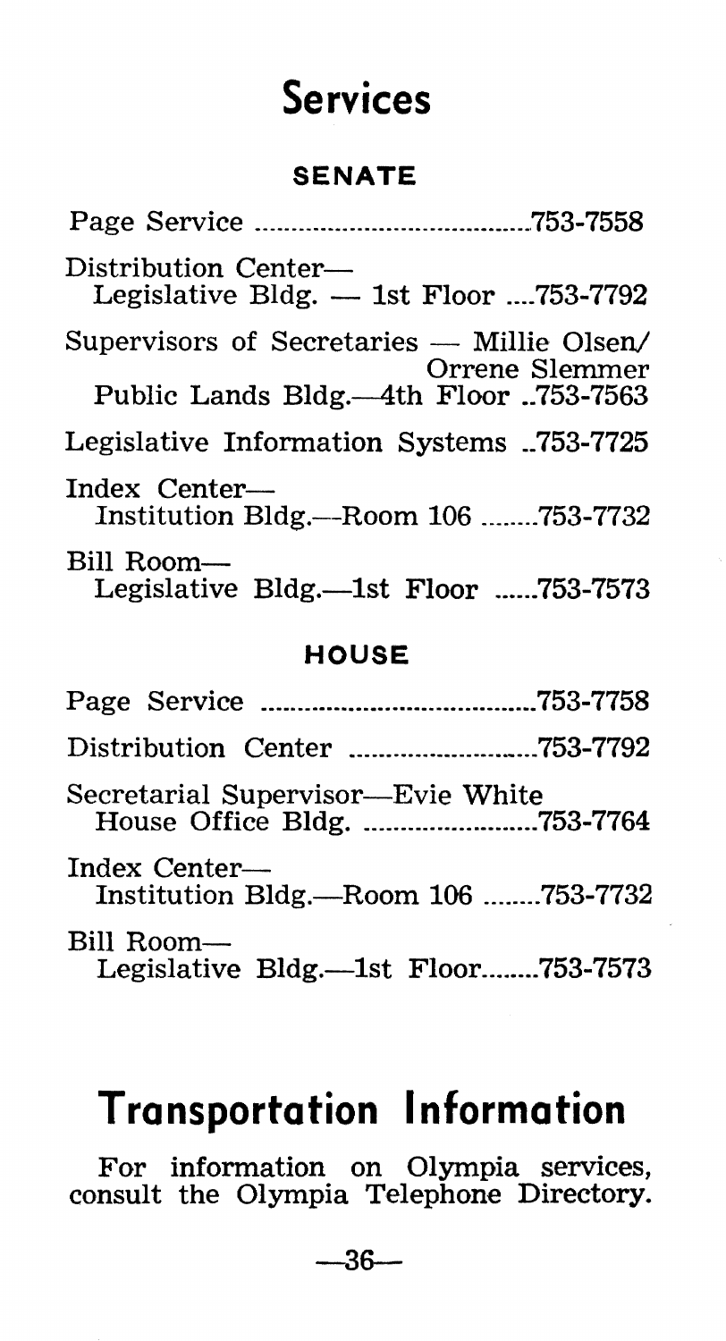# Services

## SENATE

Page Service ........................................753-7558

Distribution Center—
Legislative Bldg. — 1st Floor ....753-7792

Supervisors of Secretaries — Millie Olsen/
Orrene Slemmer
Public Lands Bldg.—4th Floor ..753-7563

Legislative Information Systems ..753-7725

Index Center—
Institution Bldg.—Room 106 ........753-7732

Bill Room—
Legislative Bldg.—1st Floor ......753-7573

## HOUSE

Page Service ........................................753-7758

Distribution Center ...........................753-7792

Secretarial Supervisor—Evie White
House Office Bldg. .........................753-7764

Index Center—
Institution Bldg.—Room 106 ........753-7732

Bill Room—
Legislative Bldg.—1st Floor........753-7573

# Transportation Information

For information on Olympia services, consult the Olympia Telephone Directory.